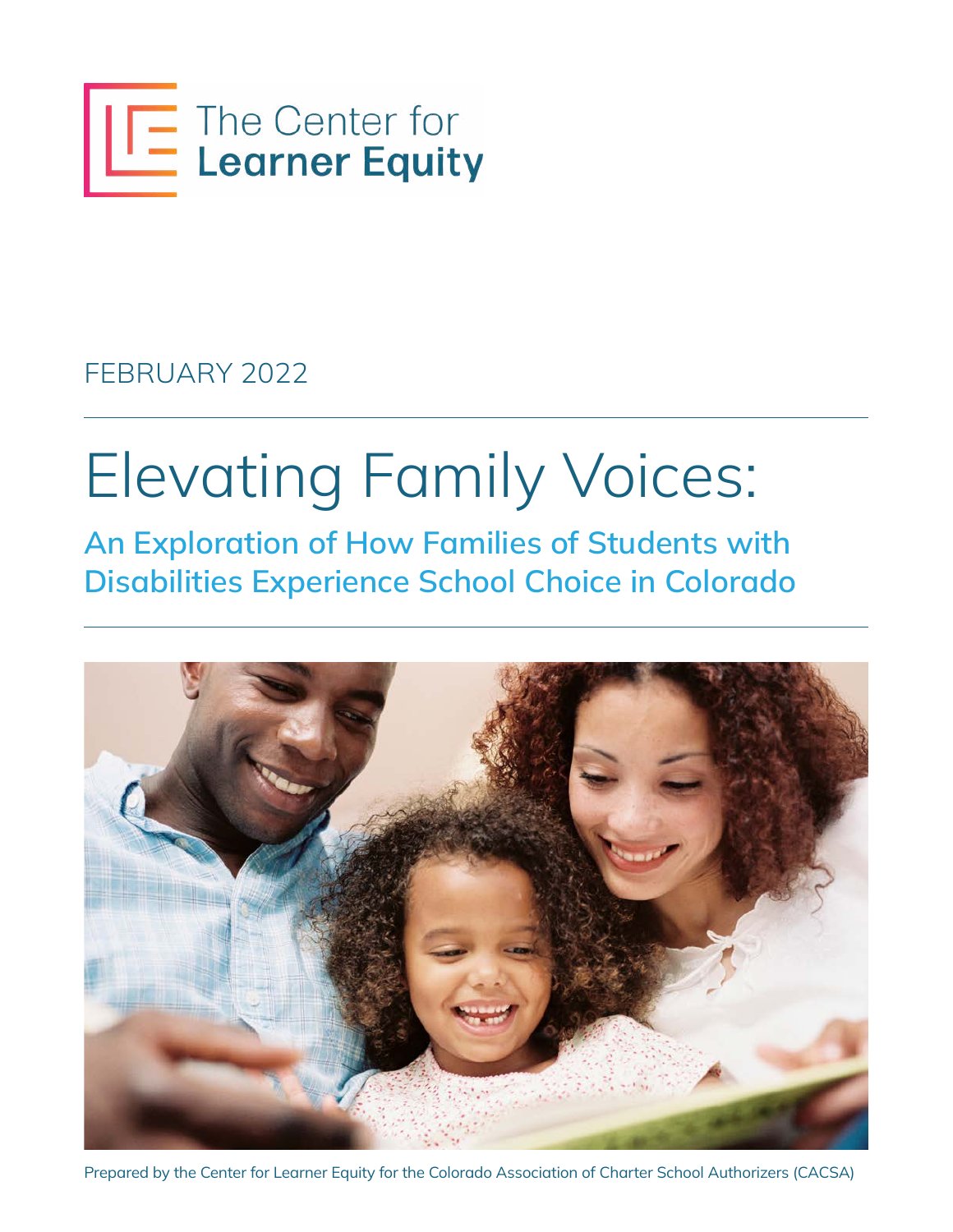The Center for **Learner Equity**

FEBRUARY 2022

# Elevating Family Voices:

## An Exploration of How Families of Students with Disabilities Experience School Choice in Colorado

Prepared by the Center for Learner Equity for the Colorado Association of Charter School Authorizers (CACSA)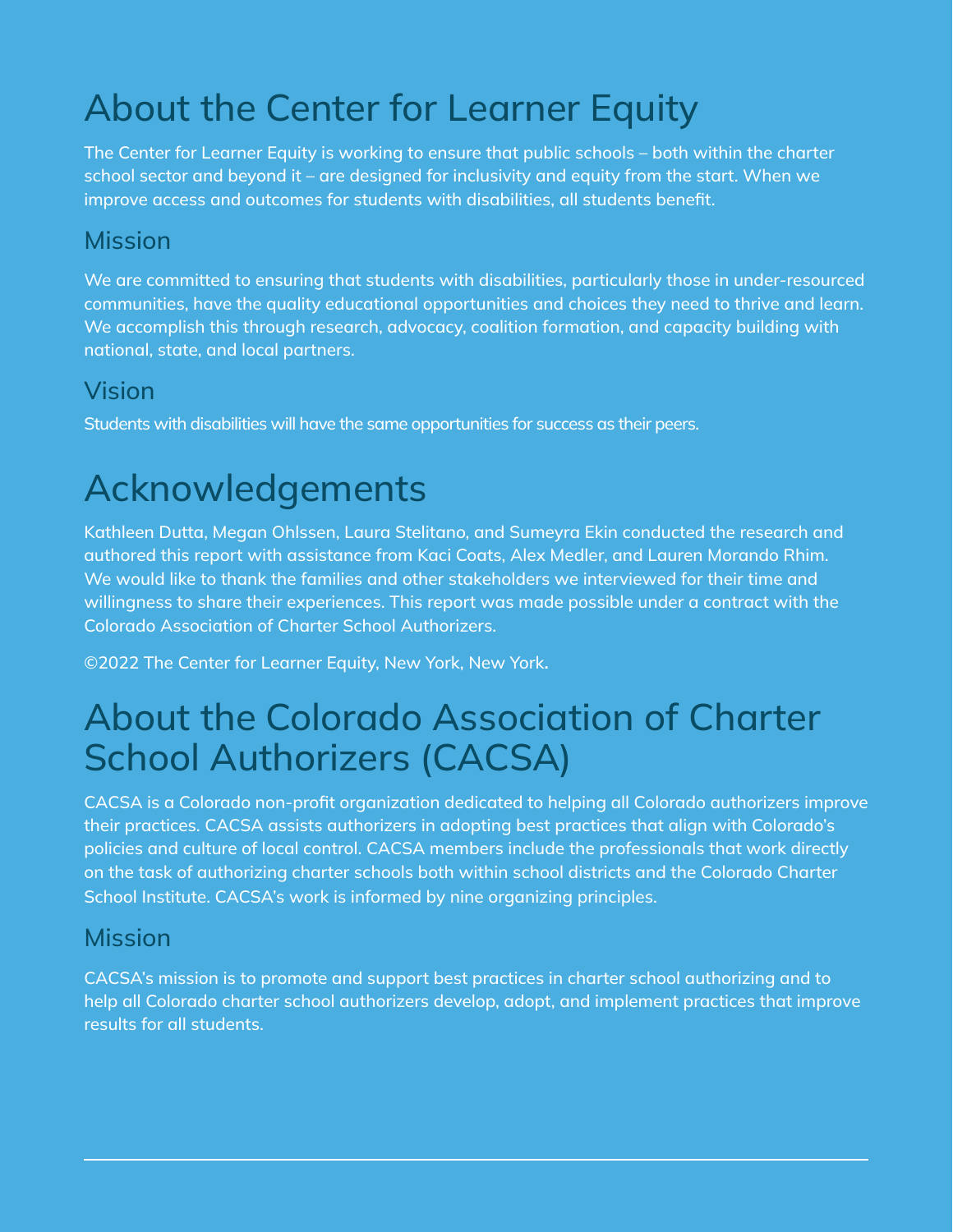# About the Center for Learner Equity

The Center for Learner Equity is working to ensure that public schools – both within the charter school sector and beyond it – are designed for inclusivity and equity from the start. When we improve access and outcomes for students with disabilities, all students benefit.

## Mission

We are committed to ensuring that students with disabilities, particularly those in under-resourced communities, have the quality educational opportunities and choices they need to thrive and learn. We accomplish this through research, advocacy, coalition formation, and capacity building with national, state, and local partners.

## Vision

Students with disabilities will have the same opportunities for success as their peers.

# Acknowledgements

Kathleen Dutta, Megan Ohlssen, Laura Stelitano, and Sumeyra Ekin conducted the research and authored this report with assistance from Kaci Coats, Alex Medler, and Lauren Morando Rhim. We would like to thank the families and other stakeholders we interviewed for their time and willingness to share their experiences. This report was made possible under a contract with the Colorado Association of Charter School Authorizers.

©2022 The Center for Learner Equity, New York, New York.

# About the Colorado Association of Charter School Authorizers (CACSA)

CACSA is a Colorado non-profit organization dedicated to helping all Colorado authorizers improve their practices. CACSA assists authorizers in adopting best practices that align with Colorado's policies and culture of local control. CACSA members include the professionals that work directly on the task of authorizing charter schools both within school districts and the Colorado Charter School Institute. CACSA's work is informed by nine organizing principles.

## Mission

CACSA's mission is to promote and support best practices in charter school authorizing and to help all Colorado charter school authorizers develop, adopt, and implement practices that improve results for all students.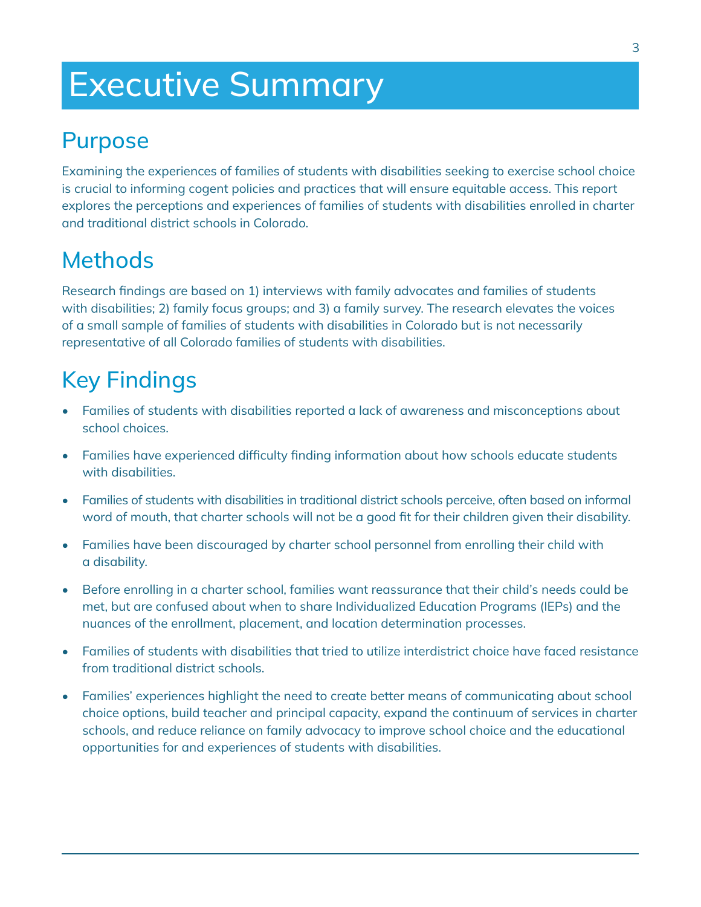# Executive Summary

## Purpose

Examining the experiences of families of students with disabilities seeking to exercise school choice is crucial to informing cogent policies and practices that will ensure equitable access. This report explores the perceptions and experiences of families of students with disabilities enrolled in charter and traditional district schools in Colorado.

## Methods

Research findings are based on 1) interviews with family advocates and families of students with disabilities; 2) family focus groups; and 3) a family survey. The research elevates the voices of a small sample of families of students with disabilities in Colorado but is not necessarily representative of all Colorado families of students with disabilities.

## Key Findings

- Families of students with disabilities reported a lack of awareness and misconceptions about school choices.
- Families have experienced difficulty finding information about how schools educate students with disabilities.
- Families of students with disabilities in traditional district schools perceive, often based on informal word of mouth, that charter schools will not be a good fit for their children given their disability.
- Families have been discouraged by charter school personnel from enrolling their child with a disability.
- Before enrolling in a charter school, families want reassurance that their child's needs could be met, but are confused about when to share Individualized Education Programs (IEPs) and the nuances of the enrollment, placement, and location determination processes.
- Families of students with disabilities that tried to utilize interdistrict choice have faced resistance from traditional district schools.
- Families' experiences highlight the need to create better means of communicating about school choice options, build teacher and principal capacity, expand the continuum of services in charter schools, and reduce reliance on family advocacy to improve school choice and the educational opportunities for and experiences of students with disabilities.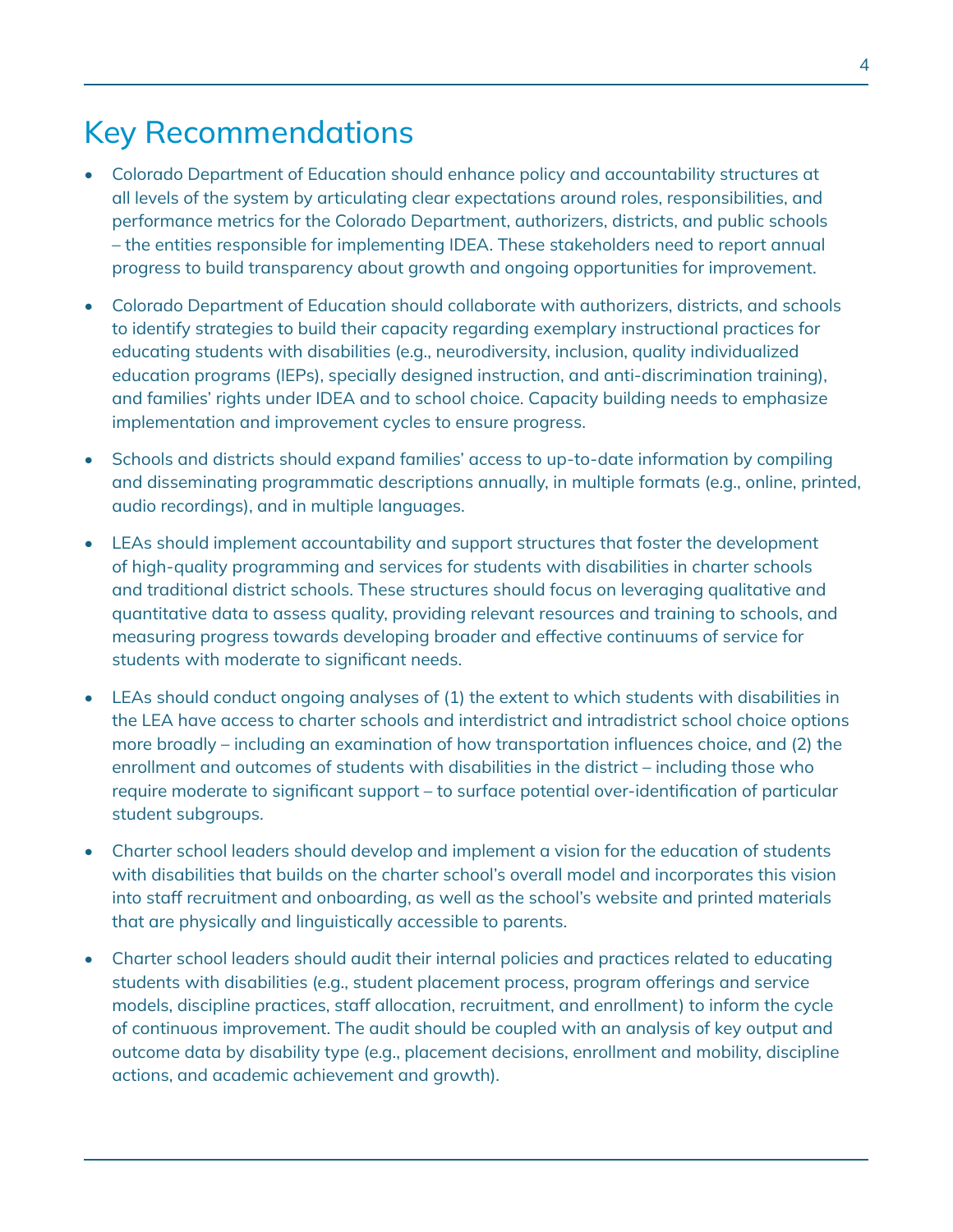# Key Recommendations

- Colorado Department of Education should enhance policy and accountability structures at all levels of the system by articulating clear expectations around roles, responsibilities, and performance metrics for the Colorado Department, authorizers, districts, and public schools – the entities responsible for implementing IDEA. These stakeholders need to report annual progress to build transparency about growth and ongoing opportunities for improvement.

- Colorado Department of Education should collaborate with authorizers, districts, and schools to identify strategies to build their capacity regarding exemplary instructional practices for educating students with disabilities (e.g., neurodiversity, inclusion, quality individualized education programs (IEPs), specially designed instruction, and anti-discrimination training), and families' rights under IDEA and to school choice. Capacity building needs to emphasize implementation and improvement cycles to ensure progress.

- Schools and districts should expand families' access to up-to-date information by compiling and disseminating programmatic descriptions annually, in multiple formats (e.g., online, printed, audio recordings), and in multiple languages.

- LEAs should implement accountability and support structures that foster the development of high-quality programming and services for students with disabilities in charter schools and traditional district schools. These structures should focus on leveraging qualitative and quantitative data to assess quality, providing relevant resources and training to schools, and measuring progress towards developing broader and effective continuums of service for students with moderate to significant needs.

- LEAs should conduct ongoing analyses of (1) the extent to which students with disabilities in the LEA have access to charter schools and interdistrict and intradistrict school choice options more broadly – including an examination of how transportation influences choice, and (2) the enrollment and outcomes of students with disabilities in the district – including those who require moderate to significant support – to surface potential over-identification of particular student subgroups.

- Charter school leaders should develop and implement a vision for the education of students with disabilities that builds on the charter school's overall model and incorporates this vision into staff recruitment and onboarding, as well as the school's website and printed materials that are physically and linguistically accessible to parents.

- Charter school leaders should audit their internal policies and practices related to educating students with disabilities (e.g., student placement process, program offerings and service models, discipline practices, staff allocation, recruitment, and enrollment) to inform the cycle of continuous improvement. The audit should be coupled with an analysis of key output and outcome data by disability type (e.g., placement decisions, enrollment and mobility, discipline actions, and academic achievement and growth).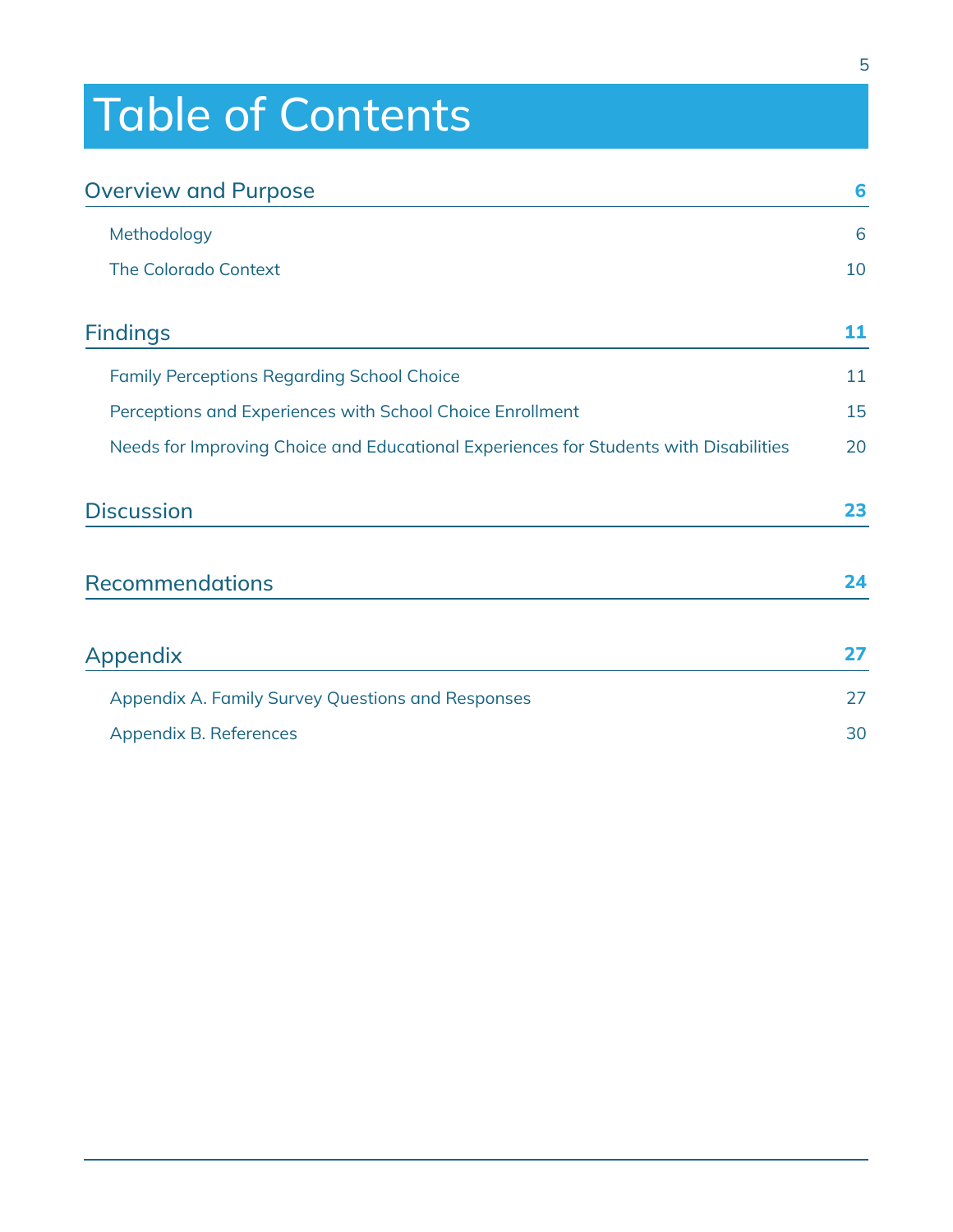# Table of Contents

| Section | Page |
|---|---|
| **Overview and Purpose** | **6** |
| Methodology | 6 |
| The Colorado Context | 10 |
| **Findings** | **11** |
| Family Perceptions Regarding School Choice | 11 |
| Perceptions and Experiences with School Choice Enrollment | 15 |
| Needs for Improving Choice and Educational Experiences for Students with Disabilities | 20 |
| **Discussion** | **23** |
| **Recommendations** | **24** |
| **Appendix** | **27** |
| Appendix A. Family Survey Questions and Responses | 27 |
| Appendix B. References | 30 |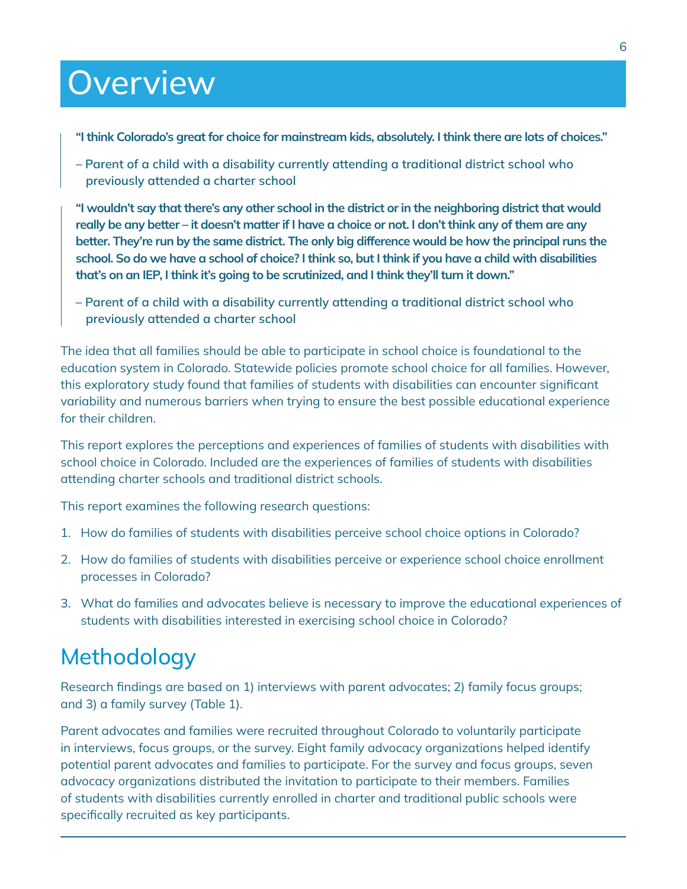# Overview

> **"I think Colorado's great for choice for mainstream kids, absolutely. I think there are lots of choices."**
>
> **– Parent of a child with a disability currently attending a traditional district school who previously attended a charter school**

> **"I wouldn't say that there's any other school in the district or in the neighboring district that would really be any better – it doesn't matter if I have a choice or not. I don't think any of them are any better. They're run by the same district. The only big difference would be how the principal runs the school. So do we have a school of choice? I think so, but I think if you have a child with disabilities that's on an IEP, I think it's going to be scrutinized, and I think they'll turn it down."**
>
> **– Parent of a child with a disability currently attending a traditional district school who previously attended a charter school**

The idea that all families should be able to participate in school choice is foundational to the education system in Colorado. Statewide policies promote school choice for all families. However, this exploratory study found that families of students with disabilities can encounter significant variability and numerous barriers when trying to ensure the best possible educational experience for their children.

This report explores the perceptions and experiences of families of students with disabilities with school choice in Colorado. Included are the experiences of families of students with disabilities attending charter schools and traditional district schools.

This report examines the following research questions:

1. How do families of students with disabilities perceive school choice options in Colorado?
2. How do families of students with disabilities perceive or experience school choice enrollment processes in Colorado?
3. What do families and advocates believe is necessary to improve the educational experiences of students with disabilities interested in exercising school choice in Colorado?

## Methodology

Research findings are based on 1) interviews with parent advocates; 2) family focus groups; and 3) a family survey (Table 1).

Parent advocates and families were recruited throughout Colorado to voluntarily participate in interviews, focus groups, or the survey. Eight family advocacy organizations helped identify potential parent advocates and families to participate. For the survey and focus groups, seven advocacy organizations distributed the invitation to participate to their members. Families of students with disabilities currently enrolled in charter and traditional public schools were specifically recruited as key participants.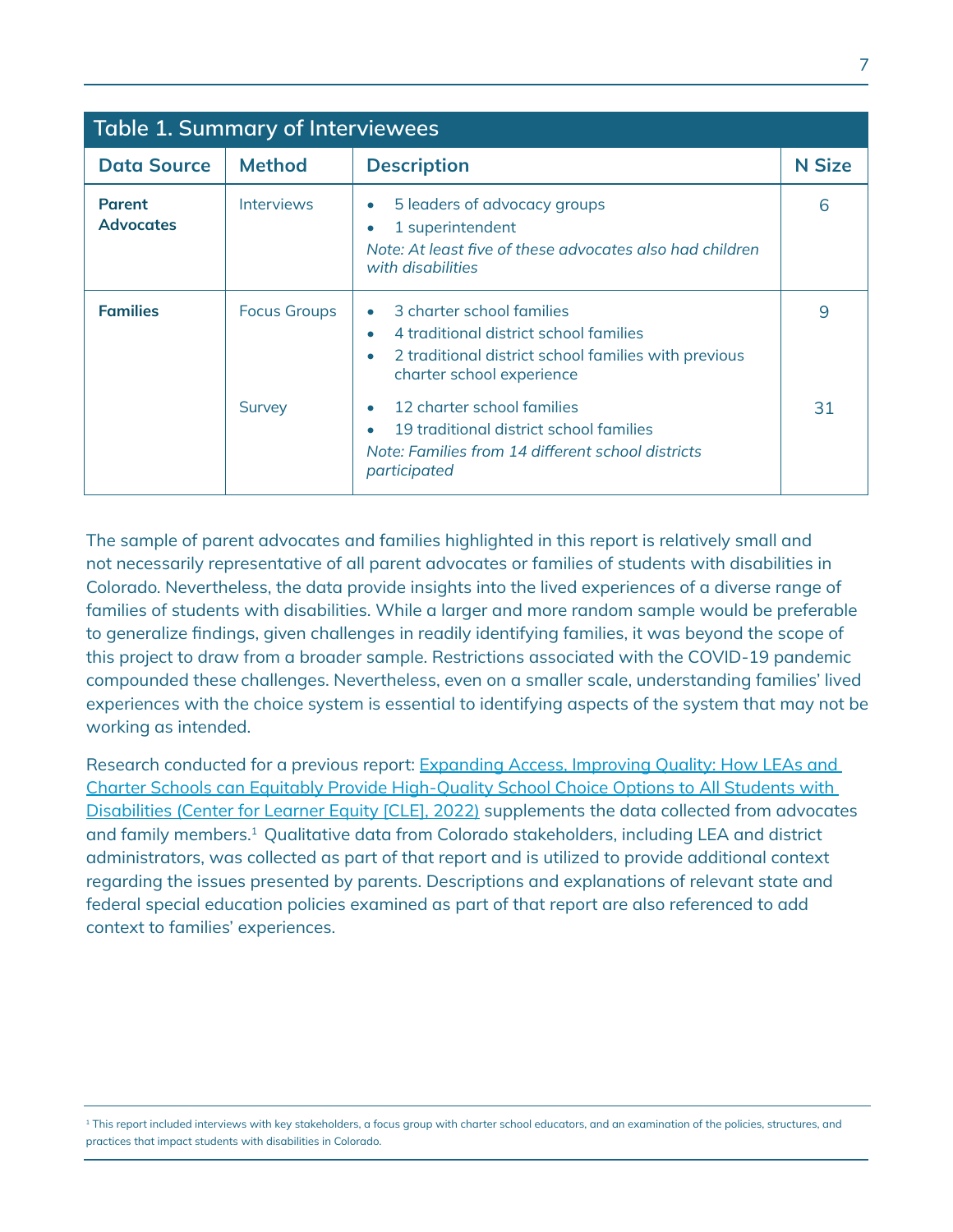| Table 1. Summary of Interviewees | | | |
|---|---|---|---|
| **Data Source** | **Method** | **Description** | **N Size** |
| **Parent Advocates** | Interviews | • 5 leaders of advocacy groups<br>• 1 superintendent<br>*Note: At least five of these advocates also had children with disabilities* | 6 |
| **Families** | Focus Groups | • 3 charter school families<br>• 4 traditional district school families<br>• 2 traditional district school families with previous charter school experience | 9 |
| | Survey | • 12 charter school families<br>• 19 traditional district school families<br>*Note: Families from 14 different school districts participated* | 31 |

The sample of parent advocates and families highlighted in this report is relatively small and not necessarily representative of all parent advocates or families of students with disabilities in Colorado. Nevertheless, the data provide insights into the lived experiences of a diverse range of families of students with disabilities. While a larger and more random sample would be preferable to generalize findings, given challenges in readily identifying families, it was beyond the scope of this project to draw from a broader sample. Restrictions associated with the COVID-19 pandemic compounded these challenges. Nevertheless, even on a smaller scale, understanding families' lived experiences with the choice system is essential to identifying aspects of the system that may not be working as intended.

Research conducted for a previous report: Expanding Access, Improving Quality: How LEAs and Charter Schools can Equitably Provide High-Quality School Choice Options to All Students with Disabilities (Center for Learner Equity [CLE], 2022) supplements the data collected from advocates and family members.[1] Qualitative data from Colorado stakeholders, including LEA and district administrators, was collected as part of that report and is utilized to provide additional context regarding the issues presented by parents. Descriptions and explanations of relevant state and federal special education policies examined as part of that report are also referenced to add context to families' experiences.

[1] This report included interviews with key stakeholders, a focus group with charter school educators, and an examination of the policies, structures, and practices that impact students with disabilities in Colorado.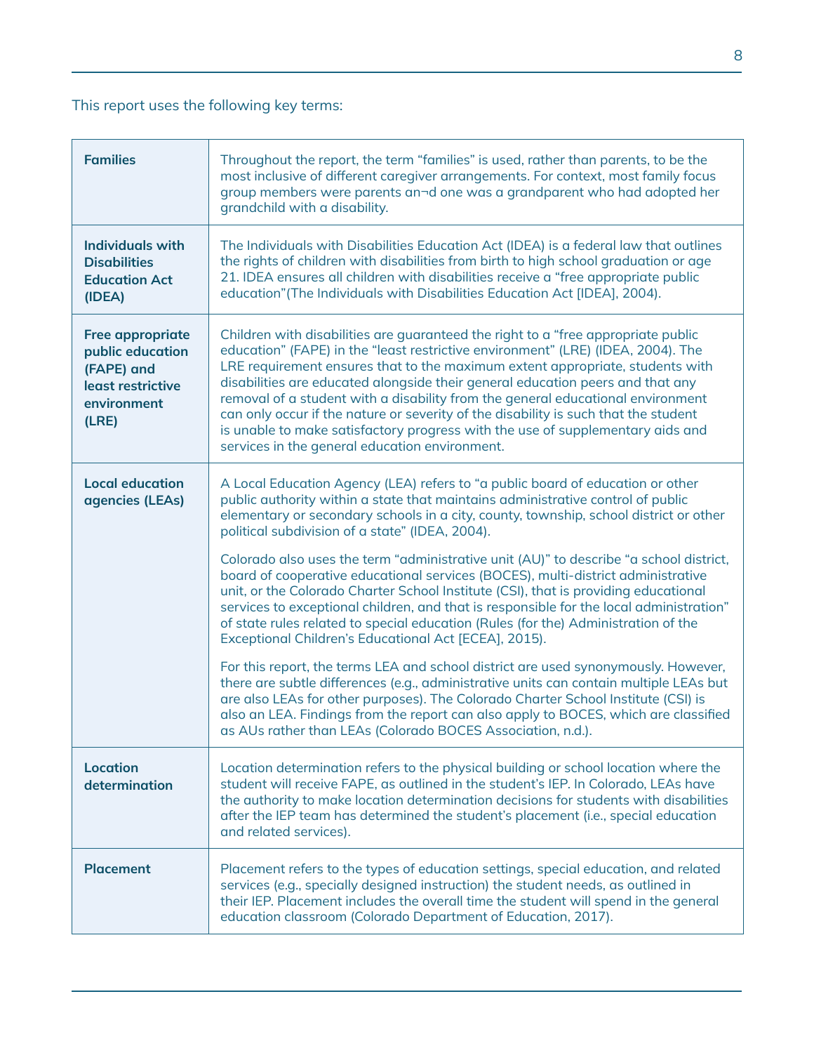This report uses the following key terms:

| | |
|---|---|
| **Families** | Throughout the report, the term "families" is used, rather than parents, to be the most inclusive of different caregiver arrangements. For context, most family focus group members were parents an¬d one was a grandparent who had adopted her grandchild with a disability. |
| **Individuals with Disabilities Education Act (IDEA)** | The Individuals with Disabilities Education Act (IDEA) is a federal law that outlines the rights of children with disabilities from birth to high school graduation or age 21. IDEA ensures all children with disabilities receive a "free appropriate public education"(The Individuals with Disabilities Education Act [IDEA], 2004). |
| **Free appropriate public education (FAPE) and least restrictive environment (LRE)** | Children with disabilities are guaranteed the right to a "free appropriate public education" (FAPE) in the "least restrictive environment" (LRE) (IDEA, 2004). The LRE requirement ensures that to the maximum extent appropriate, students with disabilities are educated alongside their general education peers and that any removal of a student with a disability from the general educational environment can only occur if the nature or severity of the disability is such that the student is unable to make satisfactory progress with the use of supplementary aids and services in the general education environment. |
| **Local education agencies (LEAs)** | A Local Education Agency (LEA) refers to "a public board of education or other public authority within a state that maintains administrative control of public elementary or secondary schools in a city, county, township, school district or other political subdivision of a state" (IDEA, 2004).<br><br>Colorado also uses the term "administrative unit (AU)" to describe "a school district, board of cooperative educational services (BOCES), multi-district administrative unit, or the Colorado Charter School Institute (CSI), that is providing educational services to exceptional children, and that is responsible for the local administration" of state rules related to special education (Rules (for the) Administration of the Exceptional Children's Educational Act [ECEA], 2015).<br><br>For this report, the terms LEA and school district are used synonymously. However, there are subtle differences (e.g., administrative units can contain multiple LEAs but are also LEAs for other purposes). The Colorado Charter School Institute (CSI) is also an LEA. Findings from the report can also apply to BOCES, which are classified as AUs rather than LEAs (Colorado BOCES Association, n.d.). |
| **Location determination** | Location determination refers to the physical building or school location where the student will receive FAPE, as outlined in the student's IEP. In Colorado, LEAs have the authority to make location determination decisions for students with disabilities after the IEP team has determined the student's placement (i.e., special education and related services). |
| **Placement** | Placement refers to the types of education settings, special education, and related services (e.g., specially designed instruction) the student needs, as outlined in their IEP. Placement includes the overall time the student will spend in the general education classroom (Colorado Department of Education, 2017). |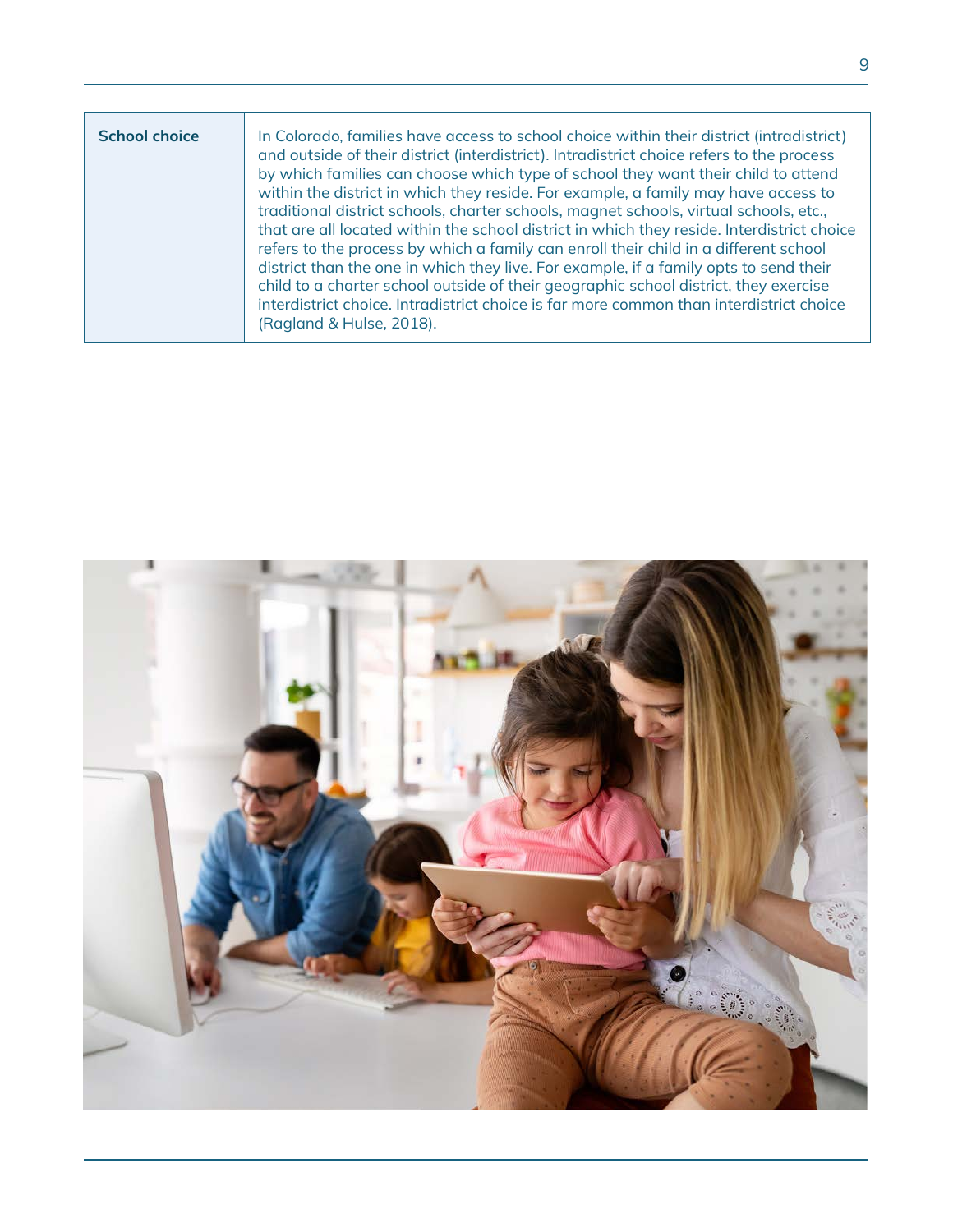| School choice | In Colorado, families have access to school choice within their district (intradistrict) and outside of their district (interdistrict). Intradistrict choice refers to the process by which families can choose which type of school they want their child to attend within the district in which they reside. For example, a family may have access to traditional district schools, charter schools, magnet schools, virtual schools, etc., that are all located within the school district in which they reside. Interdistrict choice refers to the process by which a family can enroll their child in a different school district than the one in which they live. For example, if a family opts to send their child to a charter school outside of their geographic school district, they exercise interdistrict choice. Intradistrict choice is far more common than interdistrict choice (Ragland & Hulse, 2018). |
| --- | --- |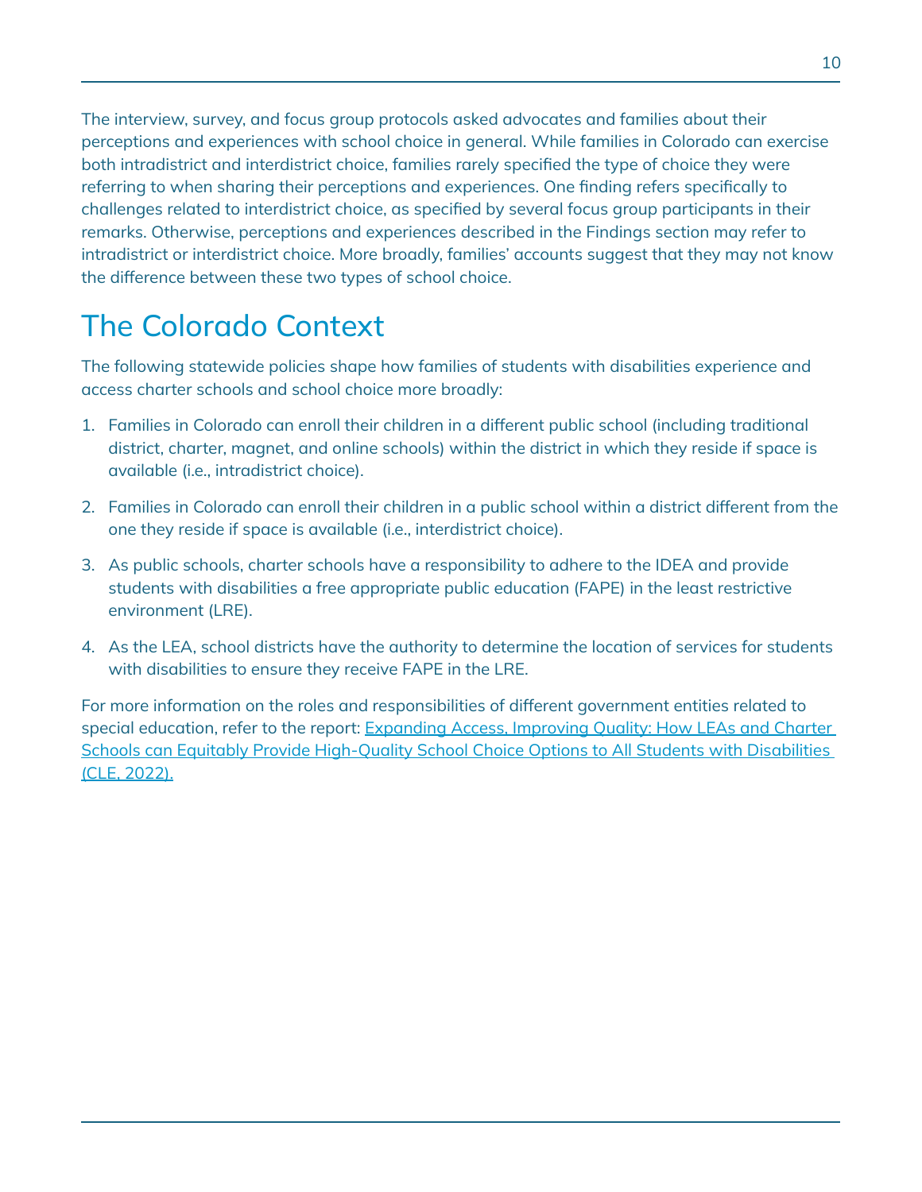The interview, survey, and focus group protocols asked advocates and families about their perceptions and experiences with school choice in general. While families in Colorado can exercise both intradistrict and interdistrict choice, families rarely specified the type of choice they were referring to when sharing their perceptions and experiences. One finding refers specifically to challenges related to interdistrict choice, as specified by several focus group participants in their remarks. Otherwise, perceptions and experiences described in the Findings section may refer to intradistrict or interdistrict choice. More broadly, families' accounts suggest that they may not know the difference between these two types of school choice.

# The Colorado Context

The following statewide policies shape how families of students with disabilities experience and access charter schools and school choice more broadly:

1. Families in Colorado can enroll their children in a different public school (including traditional district, charter, magnet, and online schools) within the district in which they reside if space is available (i.e., intradistrict choice).
2. Families in Colorado can enroll their children in a public school within a district different from the one they reside if space is available (i.e., interdistrict choice).
3. As public schools, charter schools have a responsibility to adhere to the IDEA and provide students with disabilities a free appropriate public education (FAPE) in the least restrictive environment (LRE).
4. As the LEA, school districts have the authority to determine the location of services for students with disabilities to ensure they receive FAPE in the LRE.

For more information on the roles and responsibilities of different government entities related to special education, refer to the report: Expanding Access, Improving Quality: How LEAs and Charter Schools can Equitably Provide High-Quality School Choice Options to All Students with Disabilities (CLE, 2022).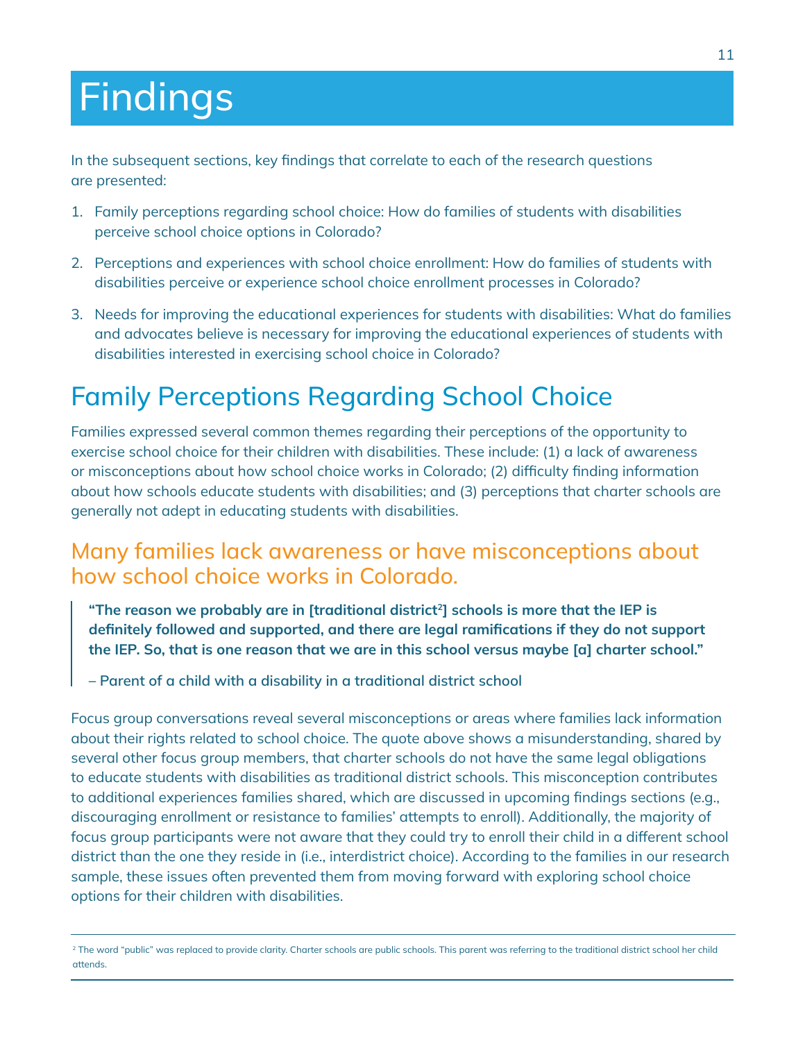# Findings

In the subsequent sections, key findings that correlate to each of the research questions are presented:

1. Family perceptions regarding school choice: How do families of students with disabilities perceive school choice options in Colorado?
2. Perceptions and experiences with school choice enrollment: How do families of students with disabilities perceive or experience school choice enrollment processes in Colorado?
3. Needs for improving the educational experiences for students with disabilities: What do families and advocates believe is necessary for improving the educational experiences of students with disabilities interested in exercising school choice in Colorado?

## Family Perceptions Regarding School Choice

Families expressed several common themes regarding their perceptions of the opportunity to exercise school choice for their children with disabilities. These include: (1) a lack of awareness or misconceptions about how school choice works in Colorado; (2) difficulty finding information about how schools educate students with disabilities; and (3) perceptions that charter schools are generally not adept in educating students with disabilities.

### Many families lack awareness or have misconceptions about how school choice works in Colorado.

> **"The reason we probably are in [traditional district[2]] schools is more that the IEP is definitely followed and supported, and there are legal ramifications if they do not support the IEP. So, that is one reason that we are in this school versus maybe [a] charter school."**
>
> **– Parent of a child with a disability in a traditional district school**

Focus group conversations reveal several misconceptions or areas where families lack information about their rights related to school choice. The quote above shows a misunderstanding, shared by several other focus group members, that charter schools do not have the same legal obligations to educate students with disabilities as traditional district schools. This misconception contributes to additional experiences families shared, which are discussed in upcoming findings sections (e.g., discouraging enrollment or resistance to families' attempts to enroll). Additionally, the majority of focus group participants were not aware that they could try to enroll their child in a different school district than the one they reside in (i.e., interdistrict choice). According to the families in our research sample, these issues often prevented them from moving forward with exploring school choice options for their children with disabilities.

[2] The word "public" was replaced to provide clarity. Charter schools are public schools. This parent was referring to the traditional district school her child attends.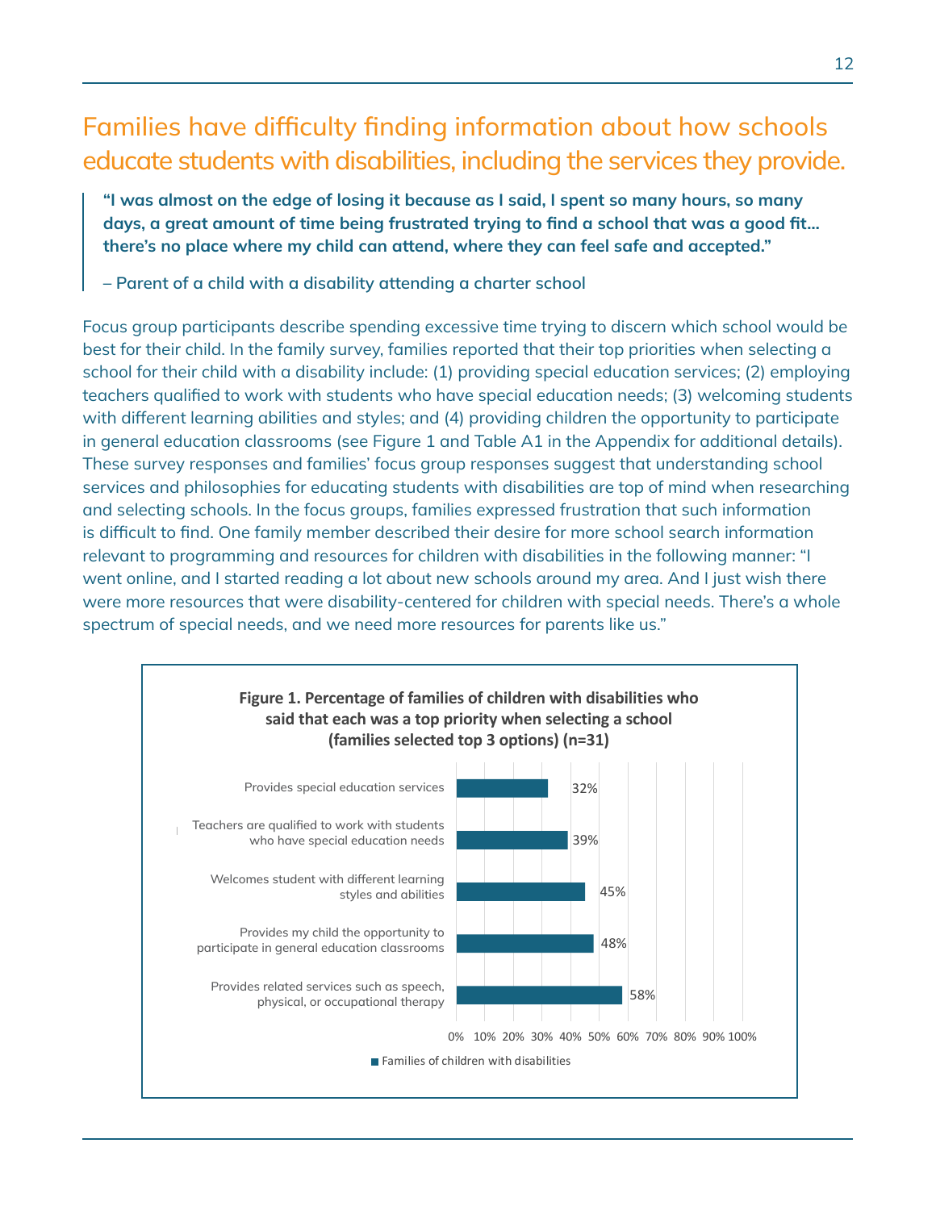## Families have difficulty finding information about how schools educate students with disabilities, including the services they provide.

> **"I was almost on the edge of losing it because as I said, I spent so many hours, so many days, a great amount of time being frustrated trying to find a school that was a good fit… there's no place where my child can attend, where they can feel safe and accepted."**
>
> **– Parent of a child with a disability attending a charter school**

Focus group participants describe spending excessive time trying to discern which school would be best for their child. In the family survey, families reported that their top priorities when selecting a school for their child with a disability include: (1) providing special education services; (2) employing teachers qualified to work with students who have special education needs; (3) welcoming students with different learning abilities and styles; and (4) providing children the opportunity to participate in general education classrooms (see Figure 1 and Table A1 in the Appendix for additional details). These survey responses and families' focus group responses suggest that understanding school services and philosophies for educating students with disabilities are top of mind when researching and selecting schools. In the focus groups, families expressed frustration that such information is difficult to find. One family member described their desire for more school search information relevant to programming and resources for children with disabilities in the following manner: "I went online, and I started reading a lot about new schools around my area. And I just wish there were more resources that were disability-centered for children with special needs. There's a whole spectrum of special needs, and we need more resources for parents like us."

**Figure 1. Percentage of families of children with disabilities who said that each was a top priority when selecting a school (families selected top 3 options) (n=31)**

| Priority | Families of children with disabilities |
|---|---|
| Provides special education services | 32% |
| Teachers are qualified to work with students who have special education needs | 39% |
| Welcomes student with different learning styles and abilities | 45% |
| Provides my child the opportunity to participate in general education classrooms | 48% |
| Provides related services such as speech, physical, or occupational therapy | 58% |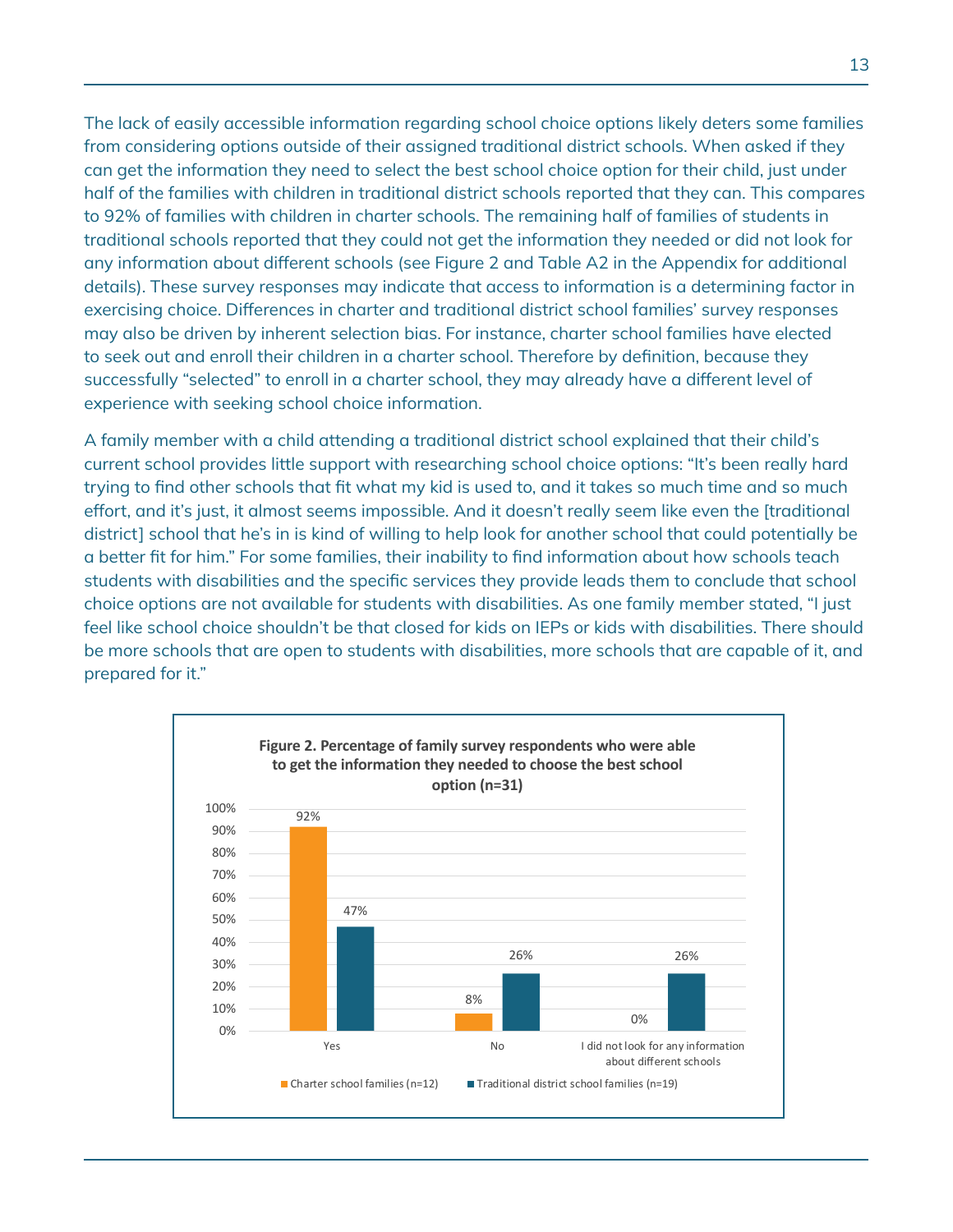The lack of easily accessible information regarding school choice options likely deters some families from considering options outside of their assigned traditional district schools. When asked if they can get the information they need to select the best school choice option for their child, just under half of the families with children in traditional district schools reported that they can. This compares to 92% of families with children in charter schools. The remaining half of families of students in traditional schools reported that they could not get the information they needed or did not look for any information about different schools (see Figure 2 and Table A2 in the Appendix for additional details). These survey responses may indicate that access to information is a determining factor in exercising choice. Differences in charter and traditional district school families' survey responses may also be driven by inherent selection bias. For instance, charter school families have elected to seek out and enroll their children in a charter school. Therefore by definition, because they successfully "selected" to enroll in a charter school, they may already have a different level of experience with seeking school choice information.

A family member with a child attending a traditional district school explained that their child's current school provides little support with researching school choice options: "It's been really hard trying to find other schools that fit what my kid is used to, and it takes so much time and so much effort, and it's just, it almost seems impossible. And it doesn't really seem like even the [traditional district] school that he's in is kind of willing to help look for another school that could potentially be a better fit for him." For some families, their inability to find information about how schools teach students with disabilities and the specific services they provide leads them to conclude that school choice options are not available for students with disabilities. As one family member stated, "I just feel like school choice shouldn't be that closed for kids on IEPs or kids with disabilities. There should be more schools that are open to students with disabilities, more schools that are capable of it, and prepared for it."

**Figure 2. Percentage of family survey respondents who were able to get the information they needed to choose the best school option (n=31)**

| | Charter school families (n=12) | Traditional district school families (n=19) |
|---|---|---|
| Yes | 92% | 47% |
| No | 8% | 26% |
| I did not look for any information about different schools | 0% | 26% |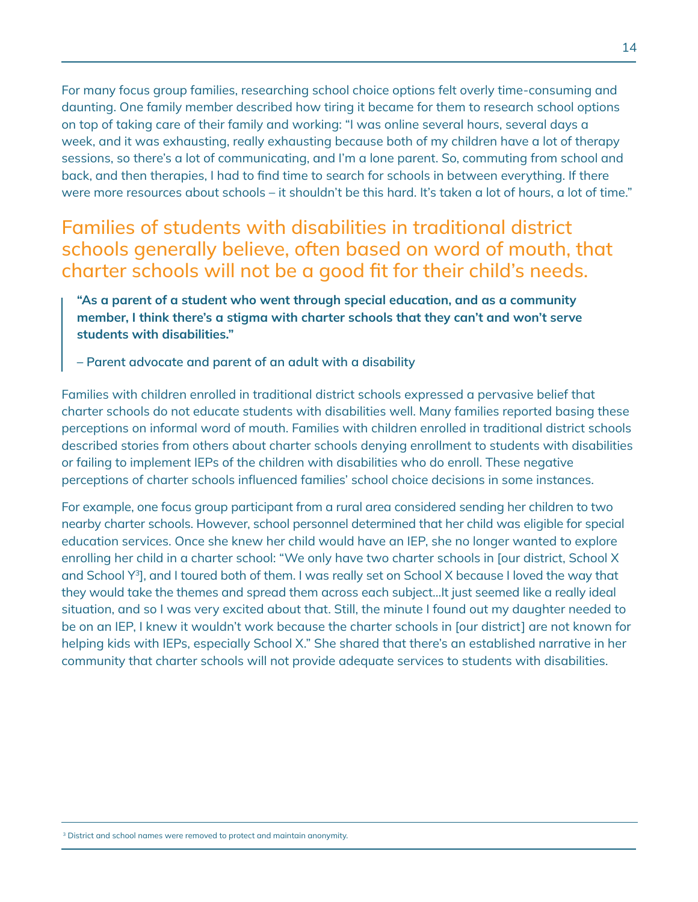For many focus group families, researching school choice options felt overly time-consuming and daunting. One family member described how tiring it became for them to research school options on top of taking care of their family and working: "I was online several hours, several days a week, and it was exhausting, really exhausting because both of my children have a lot of therapy sessions, so there's a lot of communicating, and I'm a lone parent. So, commuting from school and back, and then therapies, I had to find time to search for schools in between everything. If there were more resources about schools – it shouldn't be this hard. It's taken a lot of hours, a lot of time."

## Families of students with disabilities in traditional district schools generally believe, often based on word of mouth, that charter schools will not be a good fit for their child's needs.

> **"As a parent of a student who went through special education, and as a community member, I think there's a stigma with charter schools that they can't and won't serve students with disabilities."**
>
> **– Parent advocate and parent of an adult with a disability**

Families with children enrolled in traditional district schools expressed a pervasive belief that charter schools do not educate students with disabilities well. Many families reported basing these perceptions on informal word of mouth. Families with children enrolled in traditional district schools described stories from others about charter schools denying enrollment to students with disabilities or failing to implement IEPs of the children with disabilities who do enroll. These negative perceptions of charter schools influenced families' school choice decisions in some instances.

For example, one focus group participant from a rural area considered sending her children to two nearby charter schools. However, school personnel determined that her child was eligible for special education services. Once she knew her child would have an IEP, she no longer wanted to explore enrolling her child in a charter school: "We only have two charter schools in [our district, School X and School Y[3]], and I toured both of them. I was really set on School X because I loved the way that they would take the themes and spread them across each subject...It just seemed like a really ideal situation, and so I was very excited about that. Still, the minute I found out my daughter needed to be on an IEP, I knew it wouldn't work because the charter schools in [our district] are not known for helping kids with IEPs, especially School X." She shared that there's an established narrative in her community that charter schools will not provide adequate services to students with disabilities.

[3] District and school names were removed to protect and maintain anonymity.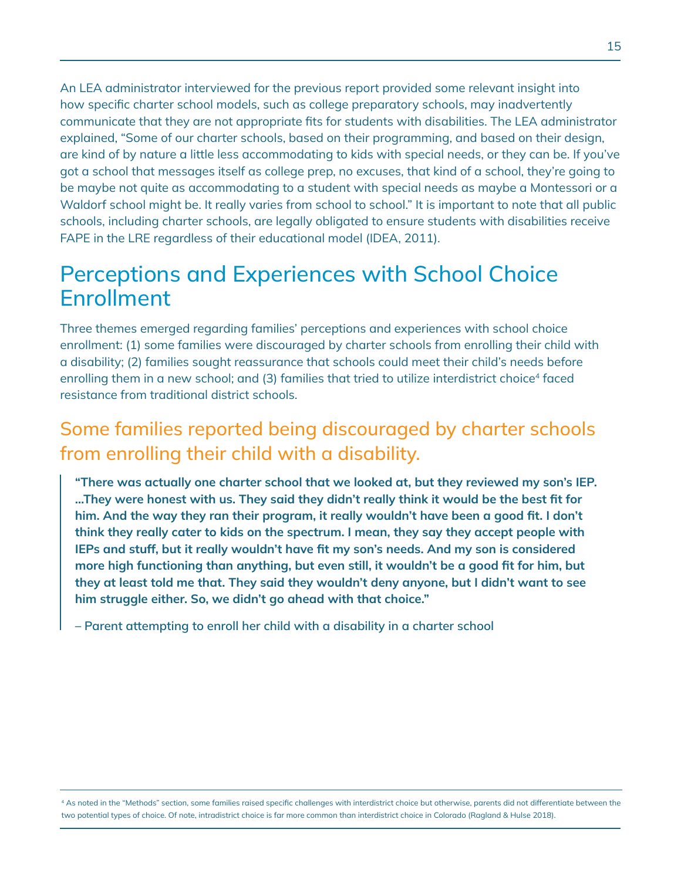An LEA administrator interviewed for the previous report provided some relevant insight into how specific charter school models, such as college preparatory schools, may inadvertently communicate that they are not appropriate fits for students with disabilities. The LEA administrator explained, "Some of our charter schools, based on their programming, and based on their design, are kind of by nature a little less accommodating to kids with special needs, or they can be. If you've got a school that messages itself as college prep, no excuses, that kind of a school, they're going to be maybe not quite as accommodating to a student with special needs as maybe a Montessori or a Waldorf school might be. It really varies from school to school." It is important to note that all public schools, including charter schools, are legally obligated to ensure students with disabilities receive FAPE in the LRE regardless of their educational model (IDEA, 2011).

## Perceptions and Experiences with School Choice Enrollment

Three themes emerged regarding families' perceptions and experiences with school choice enrollment: (1) some families were discouraged by charter schools from enrolling their child with a disability; (2) families sought reassurance that schools could meet their child's needs before enrolling them in a new school; and (3) families that tried to utilize interdistrict choice[4] faced resistance from traditional district schools.

### Some families reported being discouraged by charter schools from enrolling their child with a disability.

> **"There was actually one charter school that we looked at, but they reviewed my son's IEP. ...They were honest with us. They said they didn't really think it would be the best fit for him. And the way they ran their program, it really wouldn't have been a good fit. I don't think they really cater to kids on the spectrum. I mean, they say they accept people with IEPs and stuff, but it really wouldn't have fit my son's needs. And my son is considered more high functioning than anything, but even still, it wouldn't be a good fit for him, but they at least told me that. They said they wouldn't deny anyone, but I didn't want to see him struggle either. So, we didn't go ahead with that choice."**
>
> **– Parent attempting to enroll her child with a disability in a charter school**

[4] As noted in the "Methods" section, some families raised specific challenges with interdistrict choice but otherwise, parents did not differentiate between the two potential types of choice. Of note, intradistrict choice is far more common than interdistrict choice in Colorado (Ragland & Hulse 2018).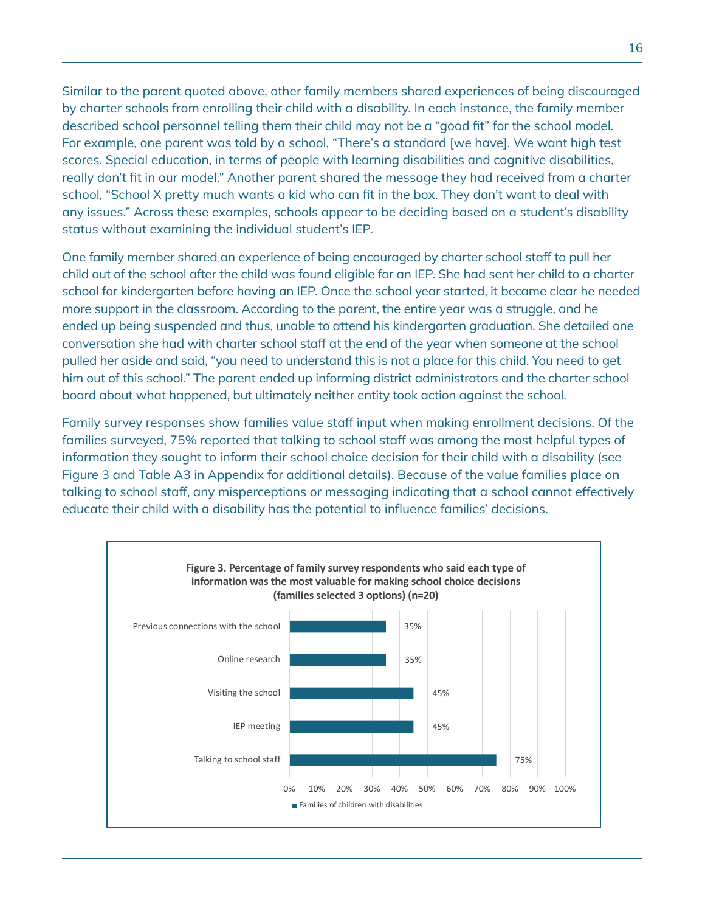Similar to the parent quoted above, other family members shared experiences of being discouraged by charter schools from enrolling their child with a disability. In each instance, the family member described school personnel telling them their child may not be a "good fit" for the school model. For example, one parent was told by a school, "There's a standard [we have]. We want high test scores. Special education, in terms of people with learning disabilities and cognitive disabilities, really don't fit in our model." Another parent shared the message they had received from a charter school, "School X pretty much wants a kid who can fit in the box. They don't want to deal with any issues." Across these examples, schools appear to be deciding based on a student's disability status without examining the individual student's IEP.

One family member shared an experience of being encouraged by charter school staff to pull her child out of the school after the child was found eligible for an IEP. She had sent her child to a charter school for kindergarten before having an IEP. Once the school year started, it became clear he needed more support in the classroom. According to the parent, the entire year was a struggle, and he ended up being suspended and thus, unable to attend his kindergarten graduation. She detailed one conversation she had with charter school staff at the end of the year when someone at the school pulled her aside and said, "you need to understand this is not a place for this child. You need to get him out of this school." The parent ended up informing district administrators and the charter school board about what happened, but ultimately neither entity took action against the school.

Family survey responses show families value staff input when making enrollment decisions. Of the families surveyed, 75% reported that talking to school staff was among the most helpful types of information they sought to inform their school choice decision for their child with a disability (see Figure 3 and Table A3 in Appendix for additional details). Because of the value families place on talking to school staff, any misperceptions or messaging indicating that a school cannot effectively educate their child with a disability has the potential to influence families' decisions.

**Figure 3. Percentage of family survey respondents who said each type of information was the most valuable for making school choice decisions (families selected 3 options) (n=20)**

| Type of information | Families of children with disabilities |
| --- | --- |
| Previous connections with the school | 35% |
| Online research | 35% |
| Visiting the school | 45% |
| IEP meeting | 45% |
| Talking to school staff | 75% |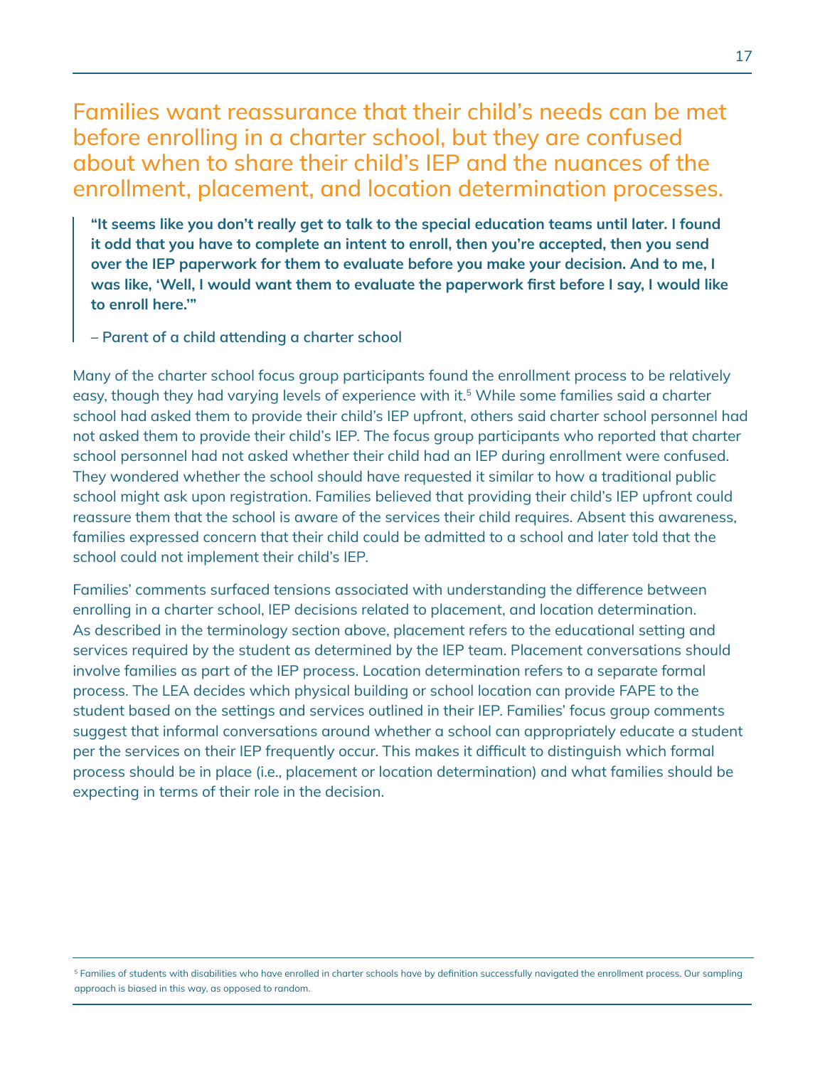## Families want reassurance that their child's needs can be met before enrolling in a charter school, but they are confused about when to share their child's IEP and the nuances of the enrollment, placement, and location determination processes.

> **"It seems like you don't really get to talk to the special education teams until later. I found it odd that you have to complete an intent to enroll, then you're accepted, then you send over the IEP paperwork for them to evaluate before you make your decision. And to me, I was like, 'Well, I would want them to evaluate the paperwork first before I say, I would like to enroll here.'"**
>
> **– Parent of a child attending a charter school**

Many of the charter school focus group participants found the enrollment process to be relatively easy, though they had varying levels of experience with it.[5] While some families said a charter school had asked them to provide their child's IEP upfront, others said charter school personnel had not asked them to provide their child's IEP. The focus group participants who reported that charter school personnel had not asked whether their child had an IEP during enrollment were confused. They wondered whether the school should have requested it similar to how a traditional public school might ask upon registration. Families believed that providing their child's IEP upfront could reassure them that the school is aware of the services their child requires. Absent this awareness, families expressed concern that their child could be admitted to a school and later told that the school could not implement their child's IEP.

Families' comments surfaced tensions associated with understanding the difference between enrolling in a charter school, IEP decisions related to placement, and location determination. As described in the terminology section above, placement refers to the educational setting and services required by the student as determined by the IEP team. Placement conversations should involve families as part of the IEP process. Location determination refers to a separate formal process. The LEA decides which physical building or school location can provide FAPE to the student based on the settings and services outlined in their IEP. Families' focus group comments suggest that informal conversations around whether a school can appropriately educate a student per the services on their IEP frequently occur. This makes it difficult to distinguish which formal process should be in place (i.e., placement or location determination) and what families should be expecting in terms of their role in the decision.

---

[5] Families of students with disabilities who have enrolled in charter schools have by definition successfully navigated the enrollment process. Our sampling approach is biased in this way, as opposed to random.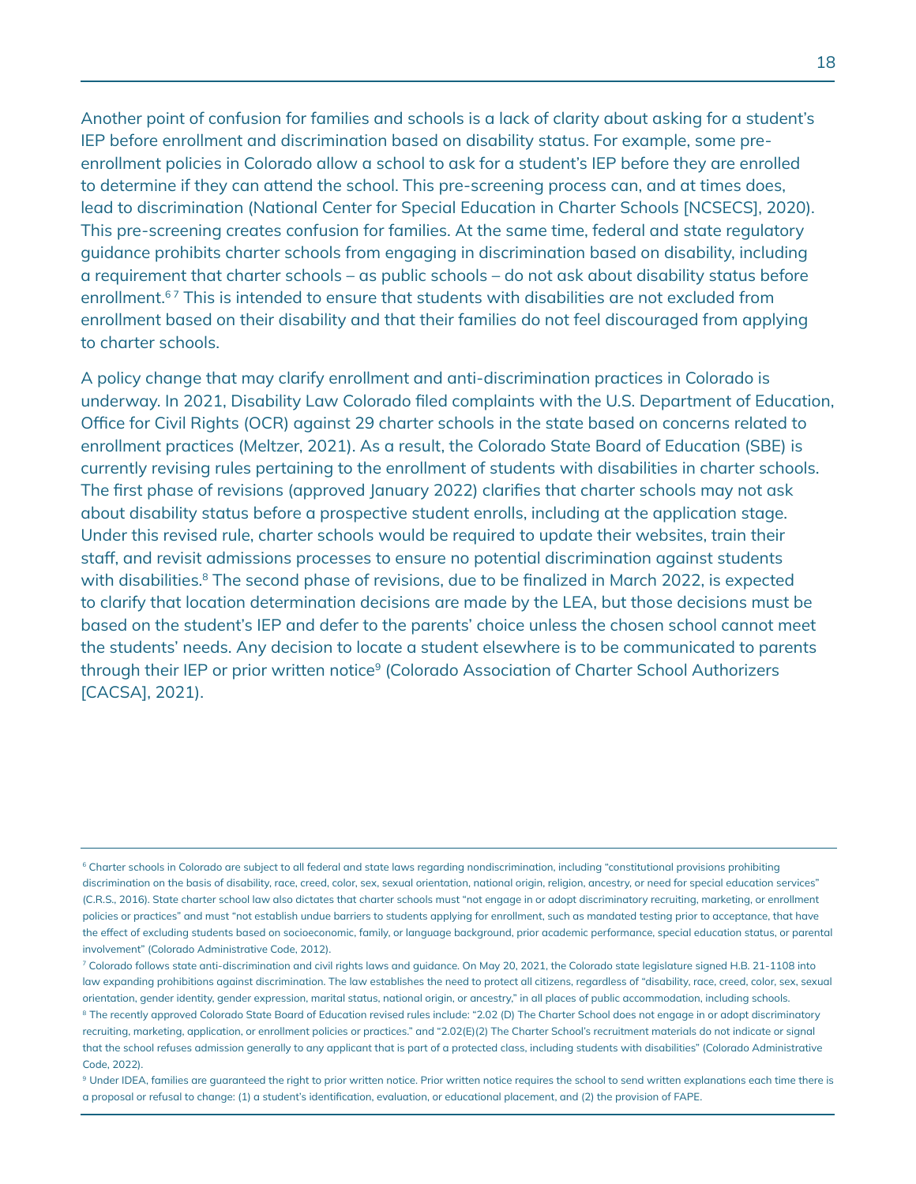Another point of confusion for families and schools is a lack of clarity about asking for a student's IEP before enrollment and discrimination based on disability status. For example, some pre-enrollment policies in Colorado allow a school to ask for a student's IEP before they are enrolled to determine if they can attend the school. This pre-screening process can, and at times does, lead to discrimination (National Center for Special Education in Charter Schools [NCSECS], 2020). This pre-screening creates confusion for families. At the same time, federal and state regulatory guidance prohibits charter schools from engaging in discrimination based on disability, including a requirement that charter schools – as public schools – do not ask about disability status before enrollment.[6] [7] This is intended to ensure that students with disabilities are not excluded from enrollment based on their disability and that their families do not feel discouraged from applying to charter schools.

A policy change that may clarify enrollment and anti-discrimination practices in Colorado is underway. In 2021, Disability Law Colorado filed complaints with the U.S. Department of Education, Office for Civil Rights (OCR) against 29 charter schools in the state based on concerns related to enrollment practices (Meltzer, 2021). As a result, the Colorado State Board of Education (SBE) is currently revising rules pertaining to the enrollment of students with disabilities in charter schools. The first phase of revisions (approved January 2022) clarifies that charter schools may not ask about disability status before a prospective student enrolls, including at the application stage. Under this revised rule, charter schools would be required to update their websites, train their staff, and revisit admissions processes to ensure no potential discrimination against students with disabilities.[8] The second phase of revisions, due to be finalized in March 2022, is expected to clarify that location determination decisions are made by the LEA, but those decisions must be based on the student's IEP and defer to the parents' choice unless the chosen school cannot meet the students' needs. Any decision to locate a student elsewhere is to be communicated to parents through their IEP or prior written notice[9] (Colorado Association of Charter School Authorizers [CACSA], 2021).

---

[6] Charter schools in Colorado are subject to all federal and state laws regarding nondiscrimination, including "constitutional provisions prohibiting discrimination on the basis of disability, race, creed, color, sex, sexual orientation, national origin, religion, ancestry, or need for special education services" (C.R.S., 2016). State charter school law also dictates that charter schools must "not engage in or adopt discriminatory recruiting, marketing, or enrollment policies or practices" and must "not establish undue barriers to students applying for enrollment, such as mandated testing prior to acceptance, that have the effect of excluding students based on socioeconomic, family, or language background, prior academic performance, special education status, or parental involvement" (Colorado Administrative Code, 2012).

[7] Colorado follows state anti-discrimination and civil rights laws and guidance. On May 20, 2021, the Colorado state legislature signed H.B. 21-1108 into law expanding prohibitions against discrimination. The law establishes the need to protect all citizens, regardless of "disability, race, creed, color, sex, sexual orientation, gender identity, gender expression, marital status, national origin, or ancestry," in all places of public accommodation, including schools.

[8] The recently approved Colorado State Board of Education revised rules include: "2.02 (D) The Charter School does not engage in or adopt discriminatory recruiting, marketing, application, or enrollment policies or practices." and "2.02(E)(2) The Charter School's recruitment materials do not indicate or signal that the school refuses admission generally to any applicant that is part of a protected class, including students with disabilities" (Colorado Administrative Code, 2022).

[9] Under IDEA, families are guaranteed the right to prior written notice. Prior written notice requires the school to send written explanations each time there is a proposal or refusal to change: (1) a student's identification, evaluation, or educational placement, and (2) the provision of FAPE.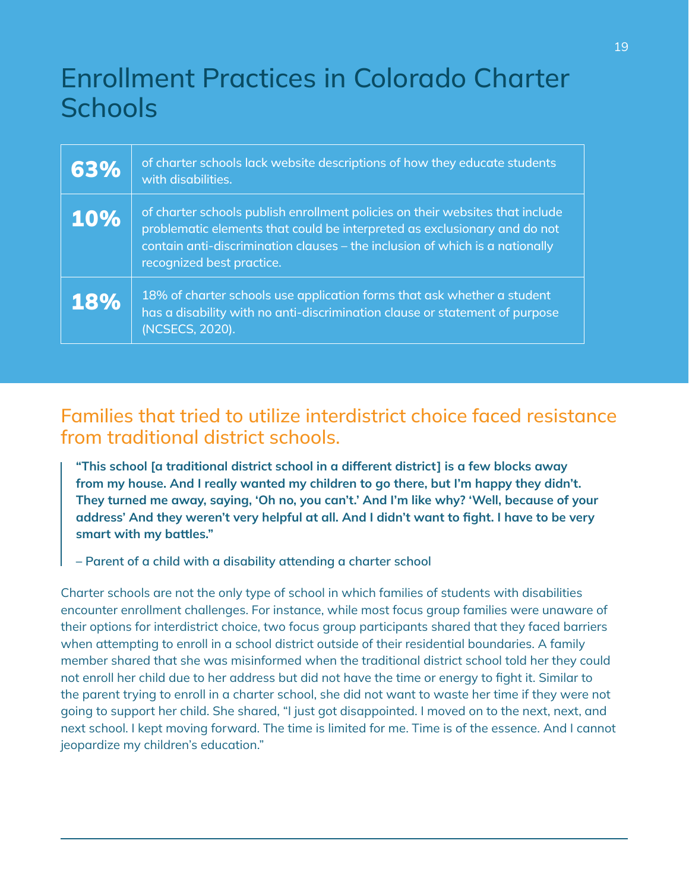# Enrollment Practices in Colorado Charter Schools

| | |
|---|---|
| **63%** | of charter schools lack website descriptions of how they educate students with disabilities. |
| **10%** | of charter schools publish enrollment policies on their websites that include problematic elements that could be interpreted as exclusionary and do not contain anti-discrimination clauses – the inclusion of which is a nationally recognized best practice. |
| **18%** | 18% of charter schools use application forms that ask whether a student has a disability with no anti-discrimination clause or statement of purpose (NCSECS, 2020). |

## Families that tried to utilize interdistrict choice faced resistance from traditional district schools.

> **"This school [a traditional district school in a different district] is a few blocks away from my house. And I really wanted my children to go there, but I'm happy they didn't. They turned me away, saying, 'Oh no, you can't.' And I'm like why? 'Well, because of your address' And they weren't very helpful at all. And I didn't want to fight. I have to be very smart with my battles."**
>
> **– Parent of a child with a disability attending a charter school**

Charter schools are not the only type of school in which families of students with disabilities encounter enrollment challenges. For instance, while most focus group families were unaware of their options for interdistrict choice, two focus group participants shared that they faced barriers when attempting to enroll in a school district outside of their residential boundaries. A family member shared that she was misinformed when the traditional district school told her they could not enroll her child due to her address but did not have the time or energy to fight it. Similar to the parent trying to enroll in a charter school, she did not want to waste her time if they were not going to support her child. She shared, "I just got disappointed. I moved on to the next, next, and next school. I kept moving forward. The time is limited for me. Time is of the essence. And I cannot jeopardize my children's education."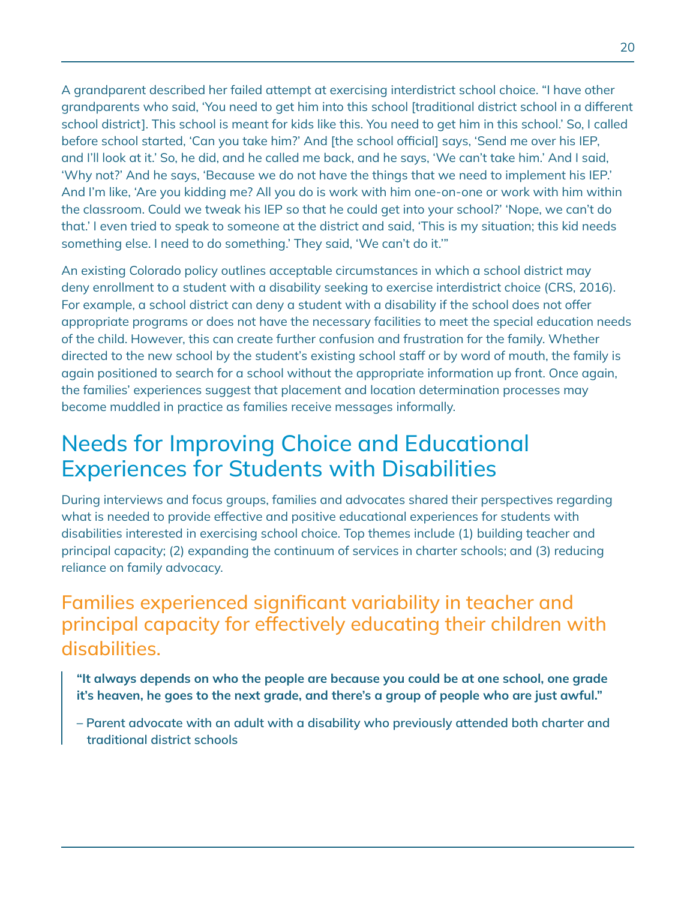A grandparent described her failed attempt at exercising interdistrict school choice. "I have other grandparents who said, 'You need to get him into this school [traditional district school in a different school district]. This school is meant for kids like this. You need to get him in this school.' So, I called before school started, 'Can you take him?' And [the school official] says, 'Send me over his IEP, and I'll look at it.' So, he did, and he called me back, and he says, 'We can't take him.' And I said, 'Why not?' And he says, 'Because we do not have the things that we need to implement his IEP.' And I'm like, 'Are you kidding me? All you do is work with him one-on-one or work with him within the classroom. Could we tweak his IEP so that he could get into your school?' 'Nope, we can't do that.' I even tried to speak to someone at the district and said, 'This is my situation; this kid needs something else. I need to do something.' They said, 'We can't do it.'"

An existing Colorado policy outlines acceptable circumstances in which a school district may deny enrollment to a student with a disability seeking to exercise interdistrict choice (CRS, 2016). For example, a school district can deny a student with a disability if the school does not offer appropriate programs or does not have the necessary facilities to meet the special education needs of the child. However, this can create further confusion and frustration for the family. Whether directed to the new school by the student's existing school staff or by word of mouth, the family is again positioned to search for a school without the appropriate information up front. Once again, the families' experiences suggest that placement and location determination processes may become muddled in practice as families receive messages informally.

# Needs for Improving Choice and Educational Experiences for Students with Disabilities

During interviews and focus groups, families and advocates shared their perspectives regarding what is needed to provide effective and positive educational experiences for students with disabilities interested in exercising school choice. Top themes include (1) building teacher and principal capacity; (2) expanding the continuum of services in charter schools; and (3) reducing reliance on family advocacy.

## Families experienced significant variability in teacher and principal capacity for effectively educating their children with disabilities.

> **"It always depends on who the people are because you could be at one school, one grade it's heaven, he goes to the next grade, and there's a group of people who are just awful."**
>
> **– Parent advocate with an adult with a disability who previously attended both charter and traditional district schools**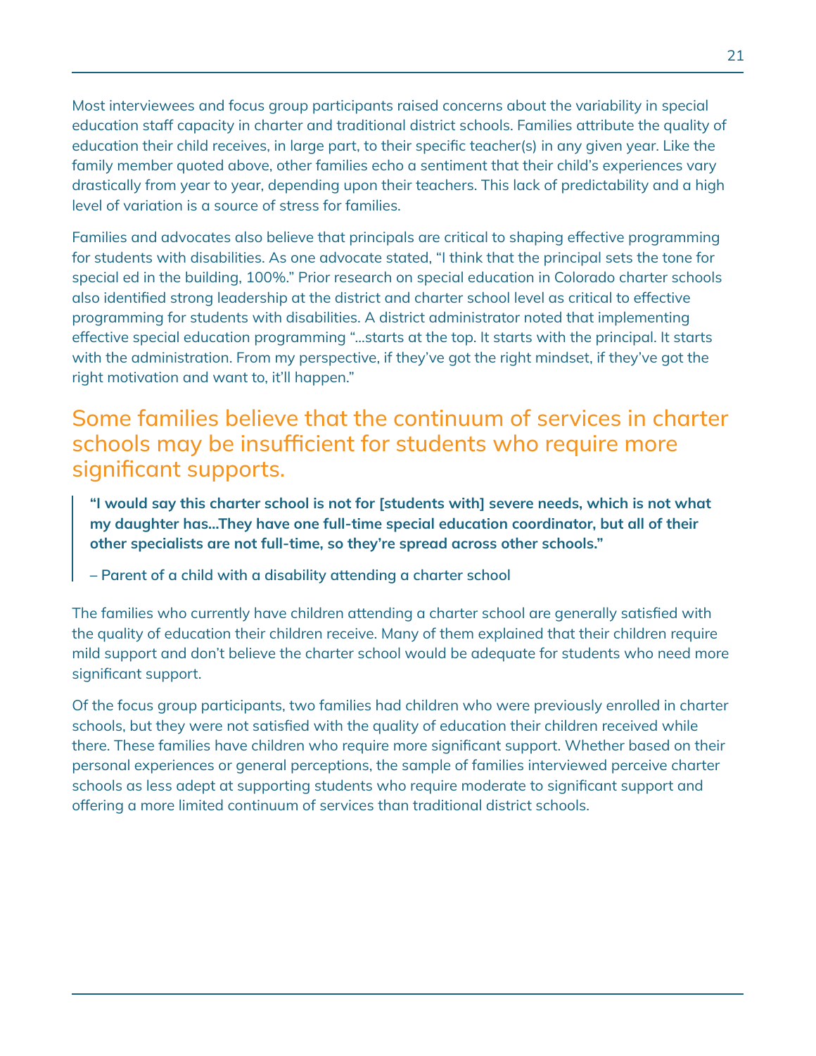Most interviewees and focus group participants raised concerns about the variability in special education staff capacity in charter and traditional district schools. Families attribute the quality of education their child receives, in large part, to their specific teacher(s) in any given year. Like the family member quoted above, other families echo a sentiment that their child's experiences vary drastically from year to year, depending upon their teachers. This lack of predictability and a high level of variation is a source of stress for families.

Families and advocates also believe that principals are critical to shaping effective programming for students with disabilities. As one advocate stated, "I think that the principal sets the tone for special ed in the building, 100%." Prior research on special education in Colorado charter schools also identified strong leadership at the district and charter school level as critical to effective programming for students with disabilities. A district administrator noted that implementing effective special education programming "...starts at the top. It starts with the principal. It starts with the administration. From my perspective, if they've got the right mindset, if they've got the right motivation and want to, it'll happen."

## Some families believe that the continuum of services in charter schools may be insufficient for students who require more significant supports.

> **"I would say this charter school is not for [students with] severe needs, which is not what my daughter has...They have one full-time special education coordinator, but all of their other specialists are not full-time, so they're spread across other schools."**
>
> **– Parent of a child with a disability attending a charter school**

The families who currently have children attending a charter school are generally satisfied with the quality of education their children receive. Many of them explained that their children require mild support and don't believe the charter school would be adequate for students who need more significant support.

Of the focus group participants, two families had children who were previously enrolled in charter schools, but they were not satisfied with the quality of education their children received while there. These families have children who require more significant support. Whether based on their personal experiences or general perceptions, the sample of families interviewed perceive charter schools as less adept at supporting students who require moderate to significant support and offering a more limited continuum of services than traditional district schools.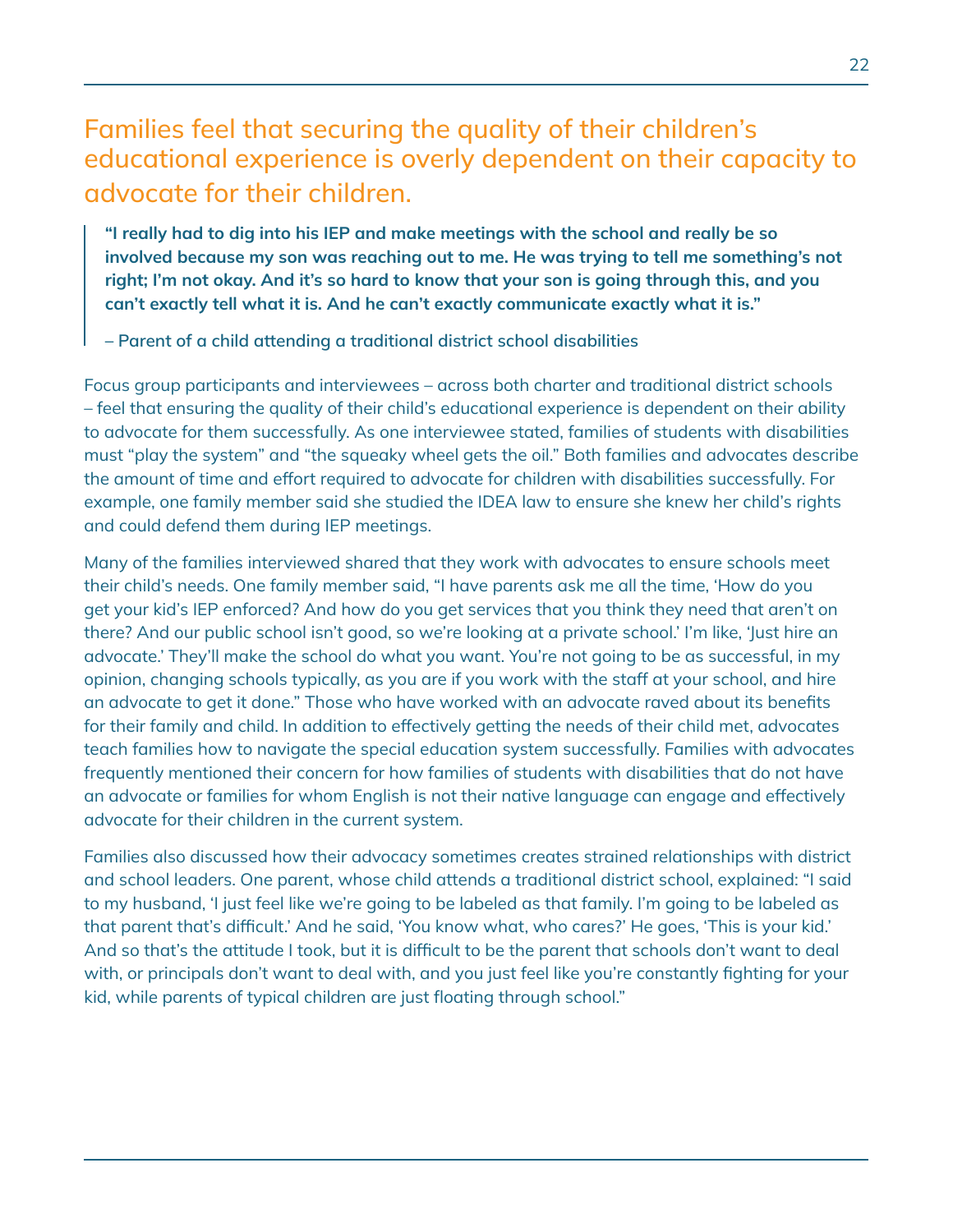## Families feel that securing the quality of their children's educational experience is overly dependent on their capacity to advocate for their children.

> **"I really had to dig into his IEP and make meetings with the school and really be so involved because my son was reaching out to me. He was trying to tell me something's not right; I'm not okay. And it's so hard to know that your son is going through this, and you can't exactly tell what it is. And he can't exactly communicate exactly what it is."**
>
> **– Parent of a child attending a traditional district school disabilities**

Focus group participants and interviewees – across both charter and traditional district schools – feel that ensuring the quality of their child's educational experience is dependent on their ability to advocate for them successfully. As one interviewee stated, families of students with disabilities must "play the system" and "the squeaky wheel gets the oil." Both families and advocates describe the amount of time and effort required to advocate for children with disabilities successfully. For example, one family member said she studied the IDEA law to ensure she knew her child's rights and could defend them during IEP meetings.

Many of the families interviewed shared that they work with advocates to ensure schools meet their child's needs. One family member said, "I have parents ask me all the time, 'How do you get your kid's IEP enforced? And how do you get services that you think they need that aren't on there? And our public school isn't good, so we're looking at a private school.' I'm like, 'Just hire an advocate.' They'll make the school do what you want. You're not going to be as successful, in my opinion, changing schools typically, as you are if you work with the staff at your school, and hire an advocate to get it done." Those who have worked with an advocate raved about its benefits for their family and child. In addition to effectively getting the needs of their child met, advocates teach families how to navigate the special education system successfully. Families with advocates frequently mentioned their concern for how families of students with disabilities that do not have an advocate or families for whom English is not their native language can engage and effectively advocate for their children in the current system.

Families also discussed how their advocacy sometimes creates strained relationships with district and school leaders. One parent, whose child attends a traditional district school, explained: "I said to my husband, 'I just feel like we're going to be labeled as that family. I'm going to be labeled as that parent that's difficult.' And he said, 'You know what, who cares?' He goes, 'This is your kid.' And so that's the attitude I took, but it is difficult to be the parent that schools don't want to deal with, or principals don't want to deal with, and you just feel like you're constantly fighting for your kid, while parents of typical children are just floating through school."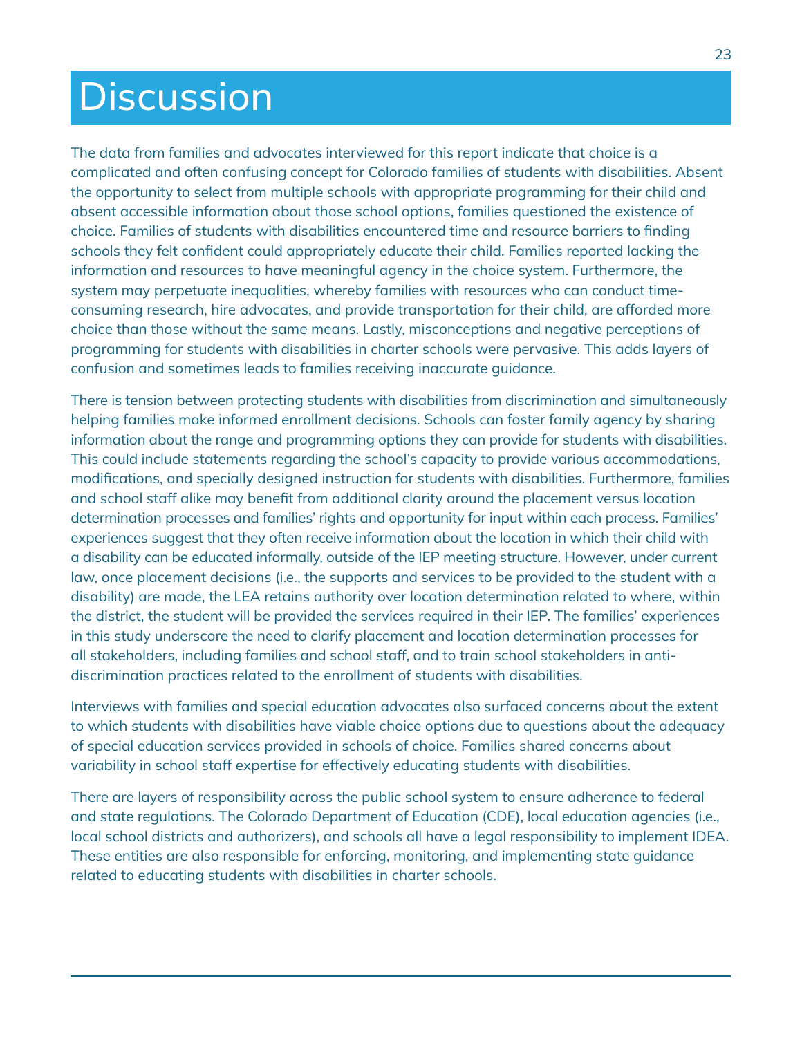# Discussion

The data from families and advocates interviewed for this report indicate that choice is a complicated and often confusing concept for Colorado families of students with disabilities. Absent the opportunity to select from multiple schools with appropriate programming for their child and absent accessible information about those school options, families questioned the existence of choice. Families of students with disabilities encountered time and resource barriers to finding schools they felt confident could appropriately educate their child. Families reported lacking the information and resources to have meaningful agency in the choice system. Furthermore, the system may perpetuate inequalities, whereby families with resources who can conduct time-consuming research, hire advocates, and provide transportation for their child, are afforded more choice than those without the same means. Lastly, misconceptions and negative perceptions of programming for students with disabilities in charter schools were pervasive. This adds layers of confusion and sometimes leads to families receiving inaccurate guidance.

There is tension between protecting students with disabilities from discrimination and simultaneously helping families make informed enrollment decisions. Schools can foster family agency by sharing information about the range and programming options they can provide for students with disabilities. This could include statements regarding the school's capacity to provide various accommodations, modifications, and specially designed instruction for students with disabilities. Furthermore, families and school staff alike may benefit from additional clarity around the placement versus location determination processes and families' rights and opportunity for input within each process. Families' experiences suggest that they often receive information about the location in which their child with a disability can be educated informally, outside of the IEP meeting structure. However, under current law, once placement decisions (i.e., the supports and services to be provided to the student with a disability) are made, the LEA retains authority over location determination related to where, within the district, the student will be provided the services required in their IEP. The families' experiences in this study underscore the need to clarify placement and location determination processes for all stakeholders, including families and school staff, and to train school stakeholders in anti-discrimination practices related to the enrollment of students with disabilities.

Interviews with families and special education advocates also surfaced concerns about the extent to which students with disabilities have viable choice options due to questions about the adequacy of special education services provided in schools of choice. Families shared concerns about variability in school staff expertise for effectively educating students with disabilities.

There are layers of responsibility across the public school system to ensure adherence to federal and state regulations. The Colorado Department of Education (CDE), local education agencies (i.e., local school districts and authorizers), and schools all have a legal responsibility to implement IDEA. These entities are also responsible for enforcing, monitoring, and implementing state guidance related to educating students with disabilities in charter schools.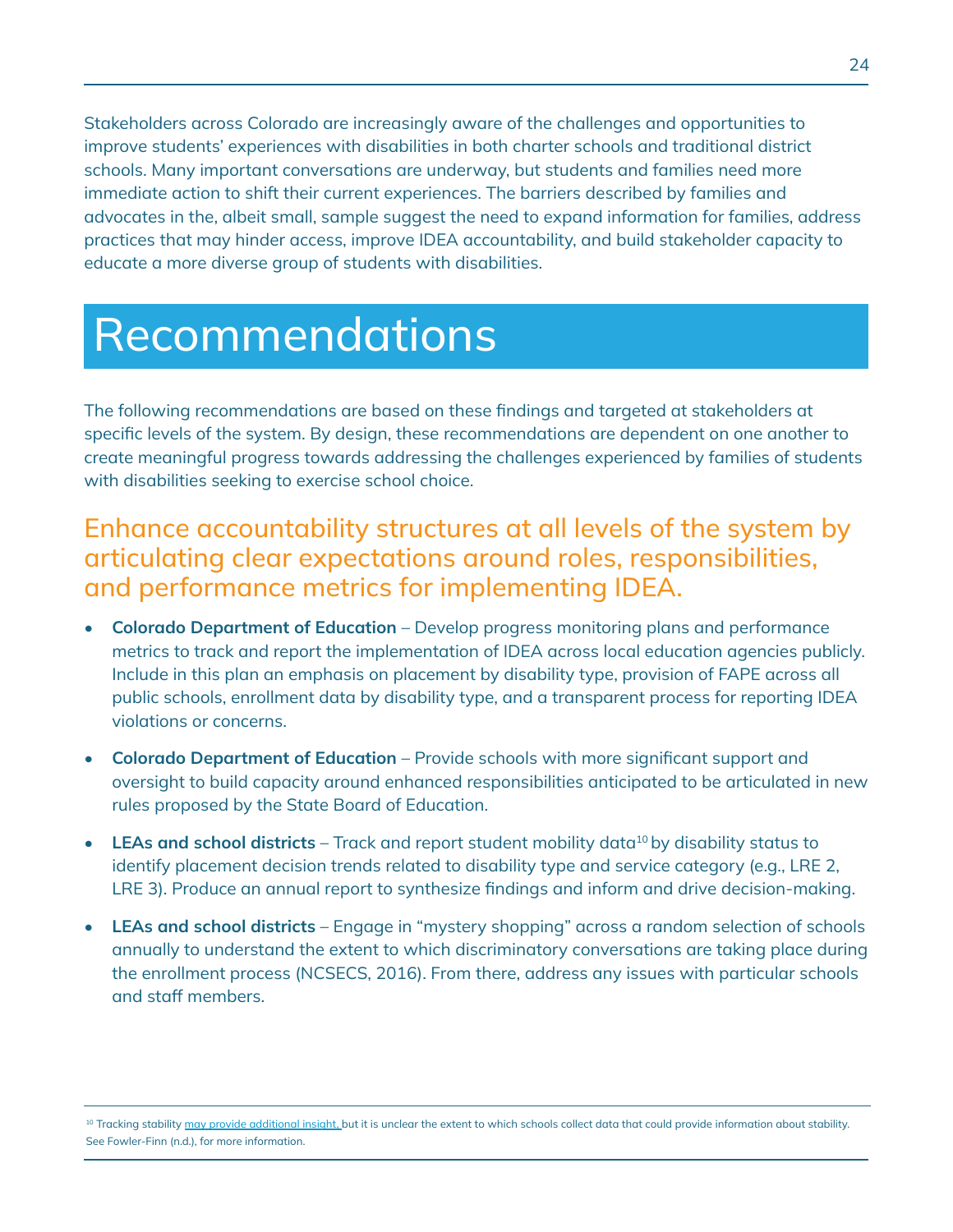Stakeholders across Colorado are increasingly aware of the challenges and opportunities to improve students' experiences with disabilities in both charter schools and traditional district schools. Many important conversations are underway, but students and families need more immediate action to shift their current experiences. The barriers described by families and advocates in the, albeit small, sample suggest the need to expand information for families, address practices that may hinder access, improve IDEA accountability, and build stakeholder capacity to educate a more diverse group of students with disabilities.

# Recommendations

The following recommendations are based on these findings and targeted at stakeholders at specific levels of the system. By design, these recommendations are dependent on one another to create meaningful progress towards addressing the challenges experienced by families of students with disabilities seeking to exercise school choice.

## Enhance accountability structures at all levels of the system by articulating clear expectations around roles, responsibilities, and performance metrics for implementing IDEA.

- **Colorado Department of Education** – Develop progress monitoring plans and performance metrics to track and report the implementation of IDEA across local education agencies publicly. Include in this plan an emphasis on placement by disability type, provision of FAPE across all public schools, enrollment data by disability type, and a transparent process for reporting IDEA violations or concerns.
- **Colorado Department of Education** – Provide schools with more significant support and oversight to build capacity around enhanced responsibilities anticipated to be articulated in new rules proposed by the State Board of Education.
- **LEAs and school districts** – Track and report student mobility data[10] by disability status to identify placement decision trends related to disability type and service category (e.g., LRE 2, LRE 3). Produce an annual report to synthesize findings and inform and drive decision-making.
- **LEAs and school districts** – Engage in "mystery shopping" across a random selection of schools annually to understand the extent to which discriminatory conversations are taking place during the enrollment process (NCSECS, 2016). From there, address any issues with particular schools and staff members.

---

[10] Tracking stability may provide additional insight, but it is unclear the extent to which schools collect data that could provide information about stability. See Fowler-Finn (n.d.), for more information.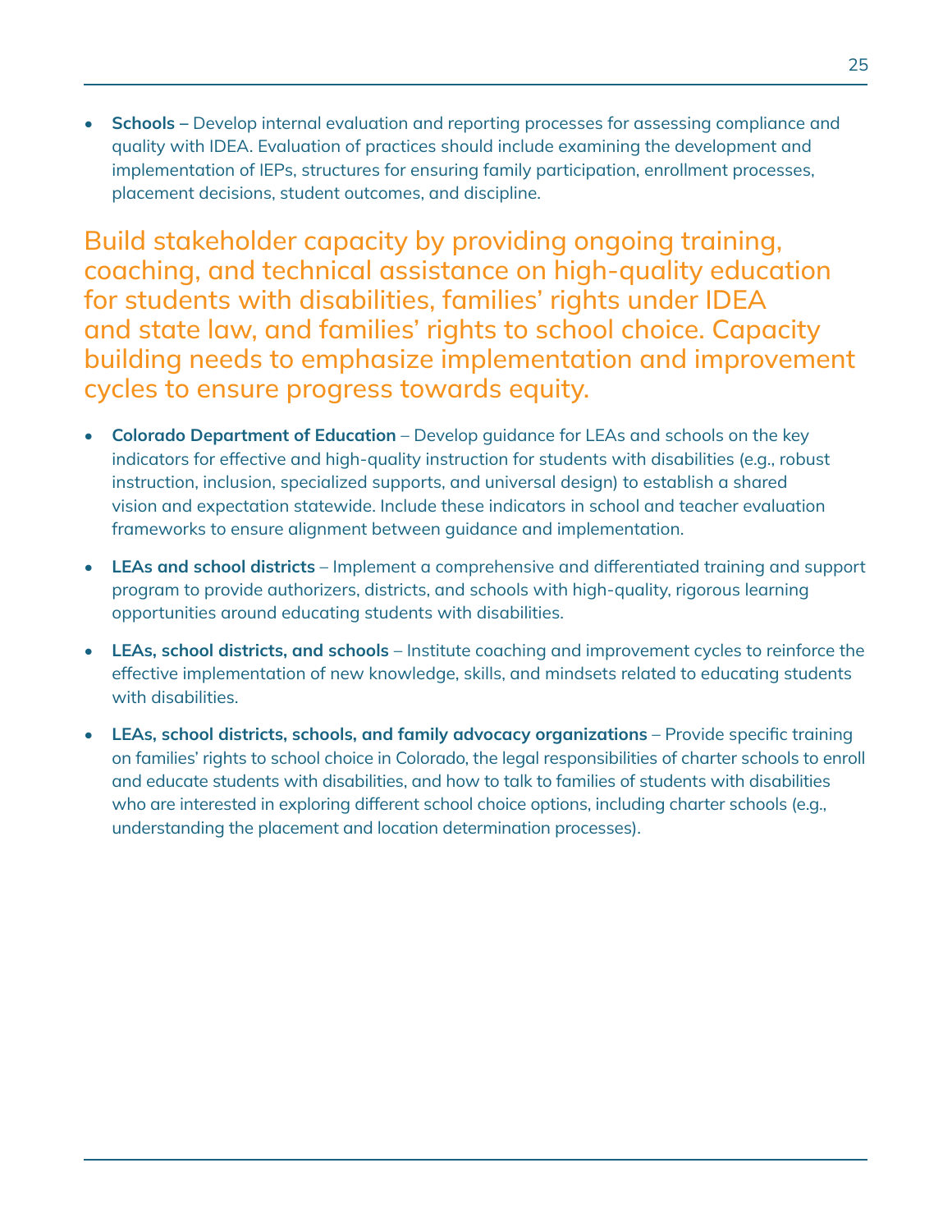- **Schools –** Develop internal evaluation and reporting processes for assessing compliance and quality with IDEA. Evaluation of practices should include examining the development and implementation of IEPs, structures for ensuring family participation, enrollment processes, placement decisions, student outcomes, and discipline.

## Build stakeholder capacity by providing ongoing training, coaching, and technical assistance on high-quality education for students with disabilities, families' rights under IDEA and state law, and families' rights to school choice. Capacity building needs to emphasize implementation and improvement cycles to ensure progress towards equity.

- **Colorado Department of Education** – Develop guidance for LEAs and schools on the key indicators for effective and high-quality instruction for students with disabilities (e.g., robust instruction, inclusion, specialized supports, and universal design) to establish a shared vision and expectation statewide. Include these indicators in school and teacher evaluation frameworks to ensure alignment between guidance and implementation.
- **LEAs and school districts** – Implement a comprehensive and differentiated training and support program to provide authorizers, districts, and schools with high-quality, rigorous learning opportunities around educating students with disabilities.
- **LEAs, school districts, and schools** – Institute coaching and improvement cycles to reinforce the effective implementation of new knowledge, skills, and mindsets related to educating students with disabilities.
- **LEAs, school districts, schools, and family advocacy organizations** – Provide specific training on families' rights to school choice in Colorado, the legal responsibilities of charter schools to enroll and educate students with disabilities, and how to talk to families of students with disabilities who are interested in exploring different school choice options, including charter schools (e.g., understanding the placement and location determination processes).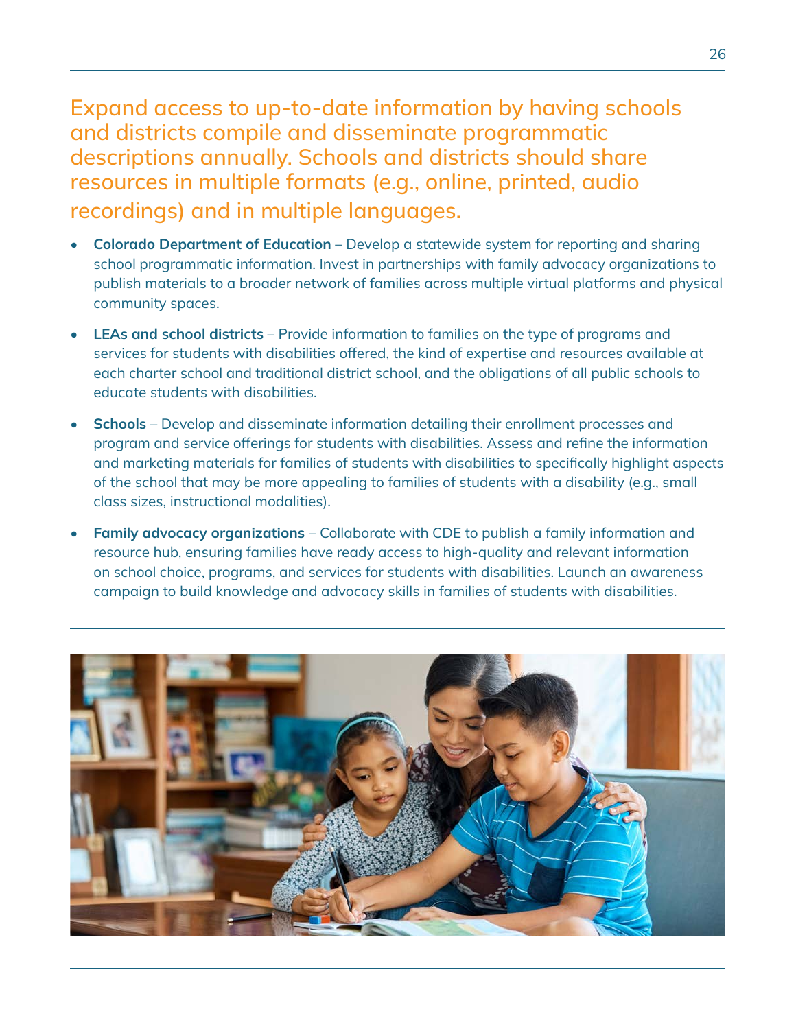## Expand access to up-to-date information by having schools and districts compile and disseminate programmatic descriptions annually. Schools and districts should share resources in multiple formats (e.g., online, printed, audio recordings) and in multiple languages.

- **Colorado Department of Education** – Develop a statewide system for reporting and sharing school programmatic information. Invest in partnerships with family advocacy organizations to publish materials to a broader network of families across multiple virtual platforms and physical community spaces.
- **LEAs and school districts** – Provide information to families on the type of programs and services for students with disabilities offered, the kind of expertise and resources available at each charter school and traditional district school, and the obligations of all public schools to educate students with disabilities.
- **Schools** – Develop and disseminate information detailing their enrollment processes and program and service offerings for students with disabilities. Assess and refine the information and marketing materials for families of students with disabilities to specifically highlight aspects of the school that may be more appealing to families of students with a disability (e.g., small class sizes, instructional modalities).
- **Family advocacy organizations** – Collaborate with CDE to publish a family information and resource hub, ensuring families have ready access to high-quality and relevant information on school choice, programs, and services for students with disabilities. Launch an awareness campaign to build knowledge and advocacy skills in families of students with disabilities.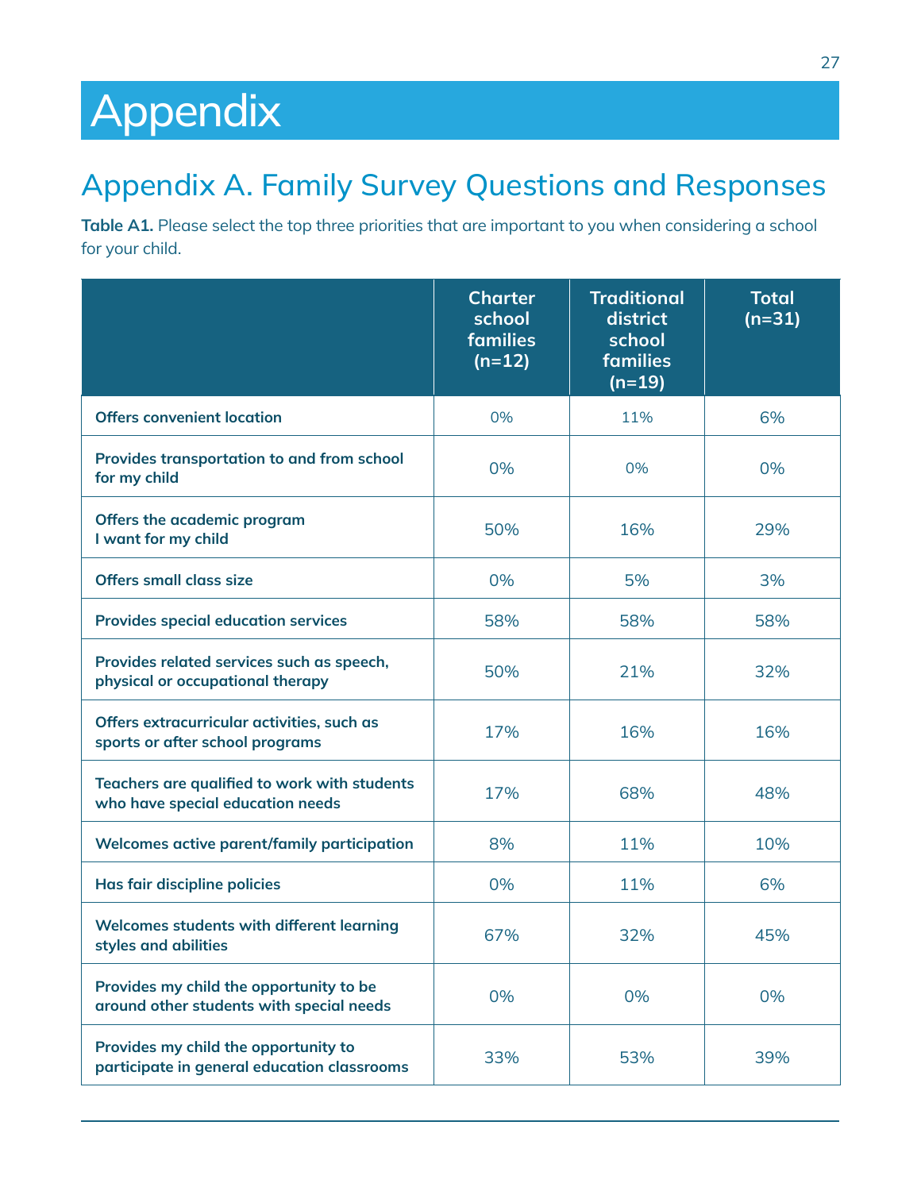# Appendix

## Appendix A. Family Survey Questions and Responses

**Table A1.** Please select the top three priorities that are important to you when considering a school for your child.

| | Charter school families (n=12) | Traditional district school families (n=19) | Total (n=31) |
|---|---|---|---|
| Offers convenient location | 0% | 11% | 6% |
| Provides transportation to and from school for my child | 0% | 0% | 0% |
| Offers the academic program I want for my child | 50% | 16% | 29% |
| Offers small class size | 0% | 5% | 3% |
| Provides special education services | 58% | 58% | 58% |
| Provides related services such as speech, physical or occupational therapy | 50% | 21% | 32% |
| Offers extracurricular activities, such as sports or after school programs | 17% | 16% | 16% |
| Teachers are qualified to work with students who have special education needs | 17% | 68% | 48% |
| Welcomes active parent/family participation | 8% | 11% | 10% |
| Has fair discipline policies | 0% | 11% | 6% |
| Welcomes students with different learning styles and abilities | 67% | 32% | 45% |
| Provides my child the opportunity to be around other students with special needs | 0% | 0% | 0% |
| Provides my child the opportunity to participate in general education classrooms | 33% | 53% | 39% |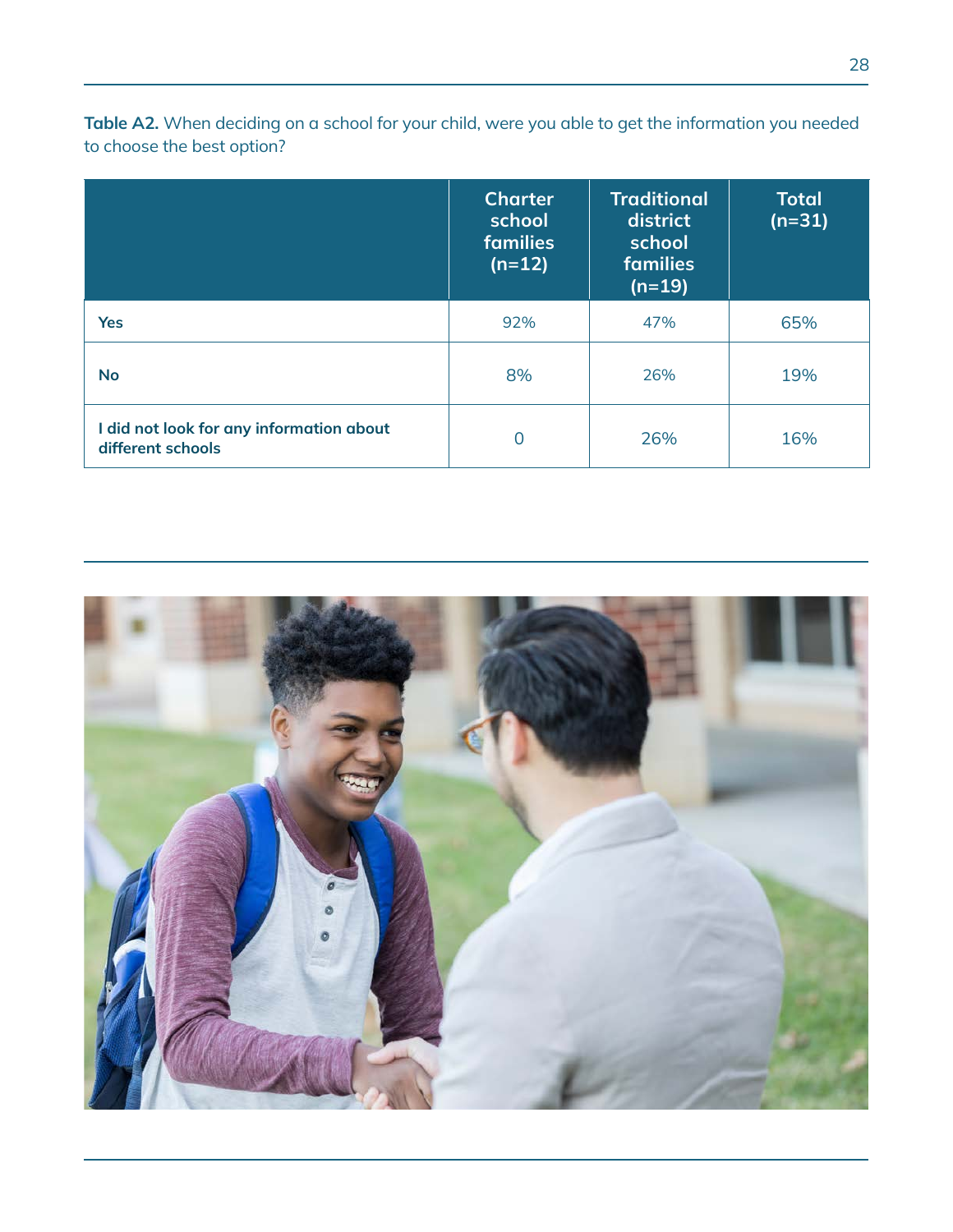**Table A2.** When deciding on a school for your child, were you able to get the information you needed to choose the best option?

| | Charter school families (n=12) | Traditional district school families (n=19) | Total (n=31) |
|---|---|---|---|
| **Yes** | 92% | 47% | 65% |
| **No** | 8% | 26% | 19% |
| **I did not look for any information about different schools** | 0 | 26% | 16% |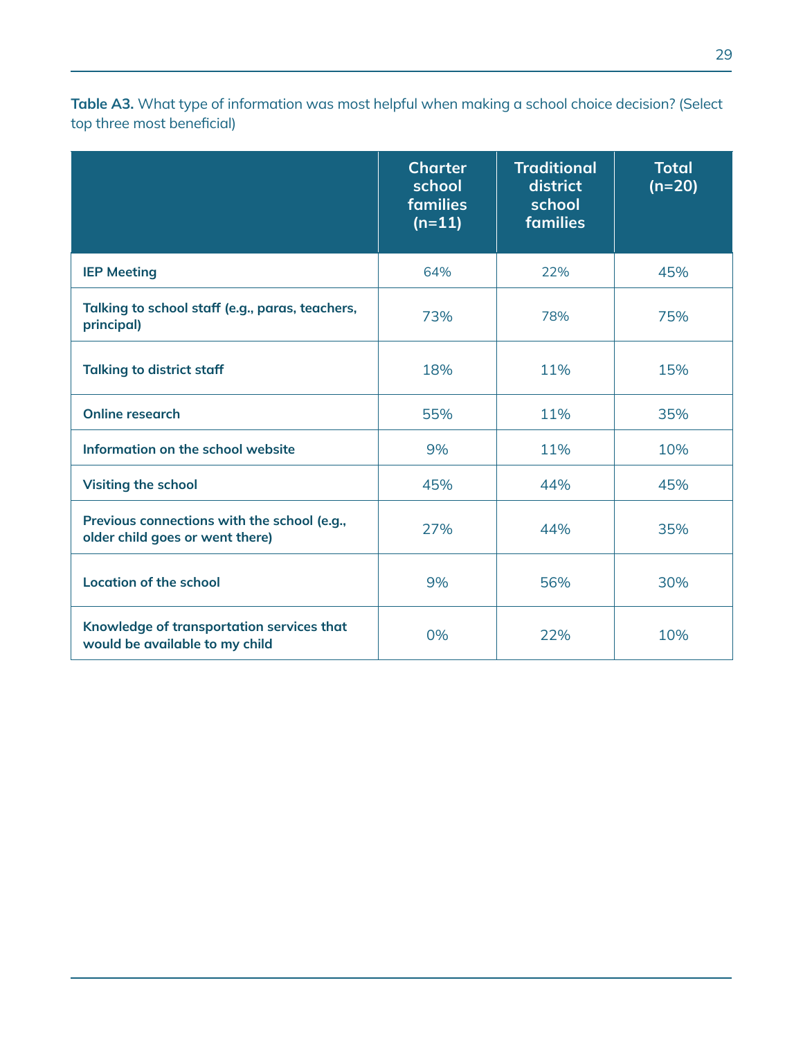**Table A3.** What type of information was most helpful when making a school choice decision? (Select top three most beneficial)

| | Charter school families (n=11) | Traditional district school families | Total (n=20) |
|---|---|---|---|
| **IEP Meeting** | 64% | 22% | 45% |
| **Talking to school staff (e.g., paras, teachers, principal)** | 73% | 78% | 75% |
| **Talking to district staff** | 18% | 11% | 15% |
| **Online research** | 55% | 11% | 35% |
| **Information on the school website** | 9% | 11% | 10% |
| **Visiting the school** | 45% | 44% | 45% |
| **Previous connections with the school (e.g., older child goes or went there)** | 27% | 44% | 35% |
| **Location of the school** | 9% | 56% | 30% |
| **Knowledge of transportation services that would be available to my child** | 0% | 22% | 10% |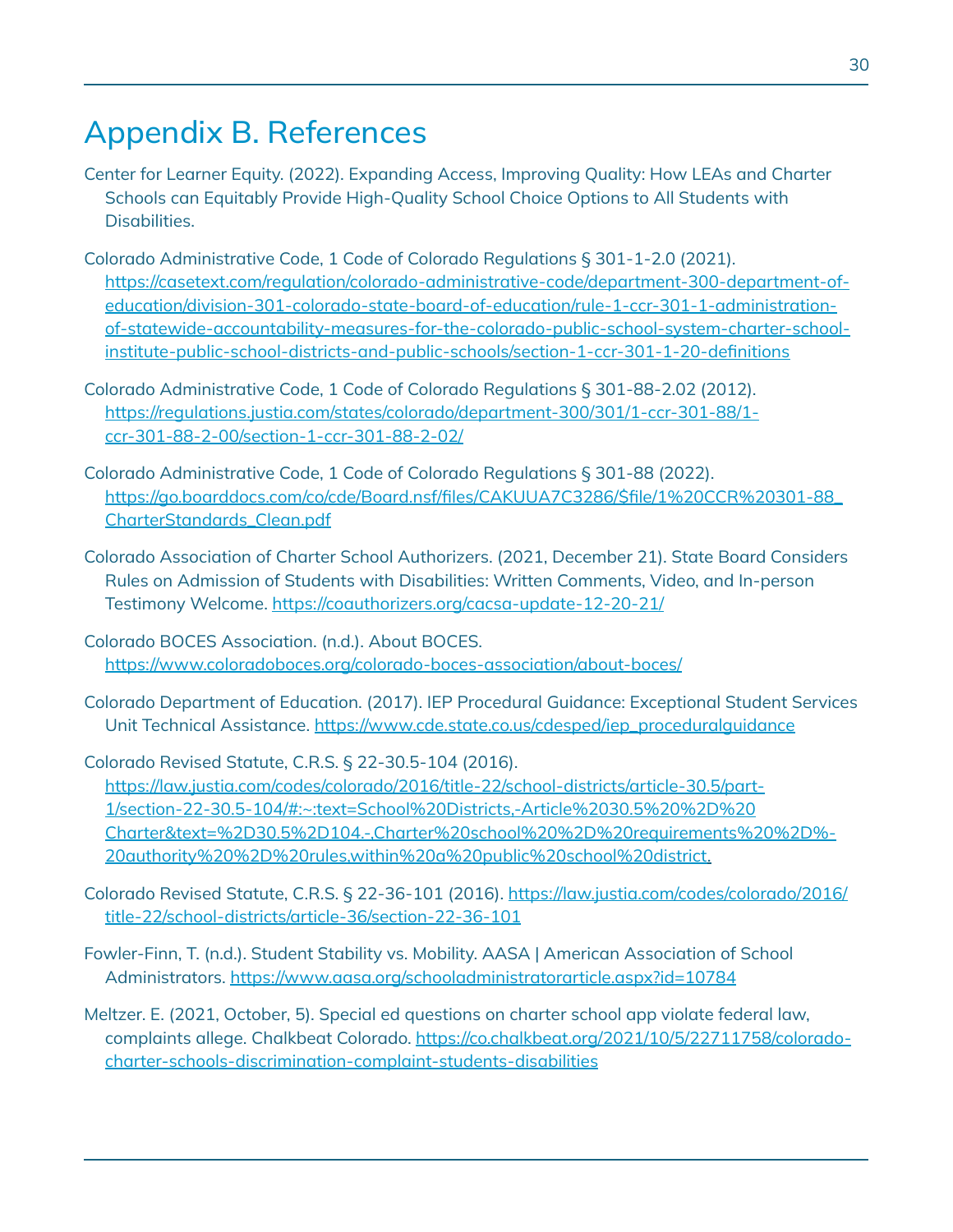# Appendix B. References

Center for Learner Equity. (2022). Expanding Access, Improving Quality: How LEAs and Charter Schools can Equitably Provide High-Quality School Choice Options to All Students with Disabilities.

Colorado Administrative Code, 1 Code of Colorado Regulations § 301-1-2.0 (2021). https://casetext.com/regulation/colorado-administrative-code/department-300-department-of-education/division-301-colorado-state-board-of-education/rule-1-ccr-301-1-administration-of-statewide-accountability-measures-for-the-colorado-public-school-system-charter-school-institute-public-school-districts-and-public-schools/section-1-ccr-301-1-20-definitions

Colorado Administrative Code, 1 Code of Colorado Regulations § 301-88-2.02 (2012). https://regulations.justia.com/states/colorado/department-300/301/1-ccr-301-88/1-ccr-301-88-2-00/section-1-ccr-301-88-2-02/

Colorado Administrative Code, 1 Code of Colorado Regulations § 301-88 (2022). https://go.boarddocs.com/co/cde/Board.nsf/files/CAKUUA7C3286/$file/1%20CCR%20301-88_CharterStandards_Clean.pdf

Colorado Association of Charter School Authorizers. (2021, December 21). State Board Considers Rules on Admission of Students with Disabilities: Written Comments, Video, and In-person Testimony Welcome. https://coauthorizers.org/cacsa-update-12-20-21/

Colorado BOCES Association. (n.d.). About BOCES. https://www.coloradoboces.org/colorado-boces-association/about-boces/

Colorado Department of Education. (2017). IEP Procedural Guidance: Exceptional Student Services Unit Technical Assistance. https://www.cde.state.co.us/cdesped/iep_proceduralguidance

Colorado Revised Statute, C.R.S. § 22-30.5-104 (2016). https://law.justia.com/codes/colorado/2016/title-22/school-districts/article-30.5/part-1/section-22-30.5-104/#:~:text=School%20Districts,-Article%2030.5%20%2D%20Charter&text=%2D30.5%2D104.-,Charter%20school%20%2D%20requirements%20%2D%20authority%20%2D%20rules,within%20a%20public%20school%20district.

Colorado Revised Statute, C.R.S. § 22-36-101 (2016). https://law.justia.com/codes/colorado/2016/title-22/school-districts/article-36/section-22-36-101

Fowler-Finn, T. (n.d.). Student Stability vs. Mobility. AASA | American Association of School Administrators. https://www.aasa.org/schooladministratorarticle.aspx?id=10784

Meltzer. E. (2021, October, 5). Special ed questions on charter school app violate federal law, complaints allege. Chalkbeat Colorado. https://co.chalkbeat.org/2021/10/5/22711758/colorado-charter-schools-discrimination-complaint-students-disabilities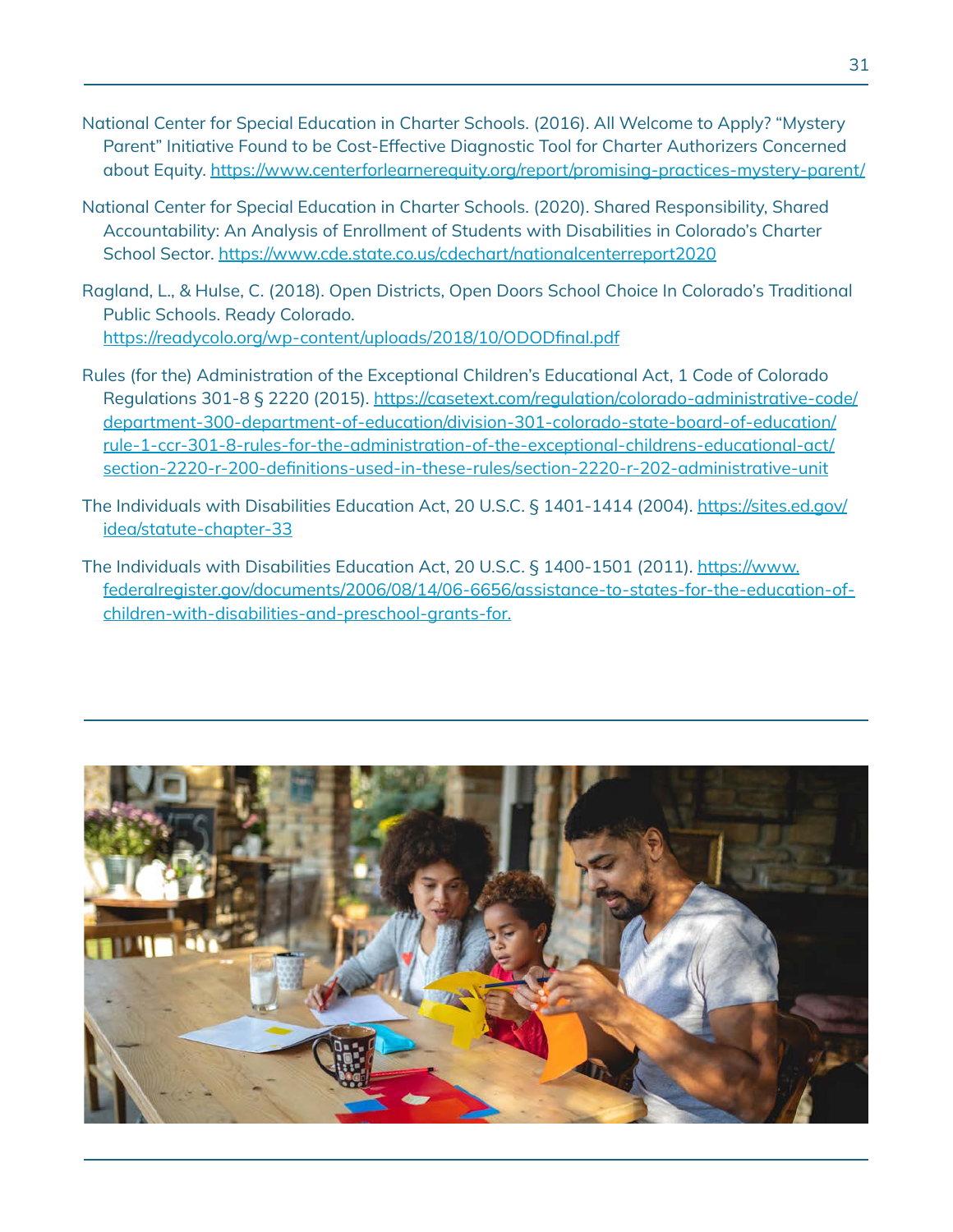National Center for Special Education in Charter Schools. (2016). All Welcome to Apply? "Mystery Parent" Initiative Found to be Cost-Effective Diagnostic Tool for Charter Authorizers Concerned about Equity. https://www.centerforlearnerequity.org/report/promising-practices-mystery-parent/

National Center for Special Education in Charter Schools. (2020). Shared Responsibility, Shared Accountability: An Analysis of Enrollment of Students with Disabilities in Colorado's Charter School Sector. https://www.cde.state.co.us/cdechart/nationalcenterreport2020

Ragland, L., & Hulse, C. (2018). Open Districts, Open Doors School Choice In Colorado's Traditional Public Schools. Ready Colorado. https://readycolo.org/wp-content/uploads/2018/10/ODODfinal.pdf

Rules (for the) Administration of the Exceptional Children's Educational Act, 1 Code of Colorado Regulations 301-8 § 2220 (2015). https://casetext.com/regulation/colorado-administrative-code/department-300-department-of-education/division-301-colorado-state-board-of-education/rule-1-ccr-301-8-rules-for-the-administration-of-the-exceptional-childrens-educational-act/section-2220-r-200-definitions-used-in-these-rules/section-2220-r-202-administrative-unit

The Individuals with Disabilities Education Act, 20 U.S.C. § 1401-1414 (2004). https://sites.ed.gov/idea/statute-chapter-33

The Individuals with Disabilities Education Act, 20 U.S.C. § 1400-1501 (2011). https://www.federalregister.gov/documents/2006/08/14/06-6656/assistance-to-states-for-the-education-of-children-with-disabilities-and-preschool-grants-for.